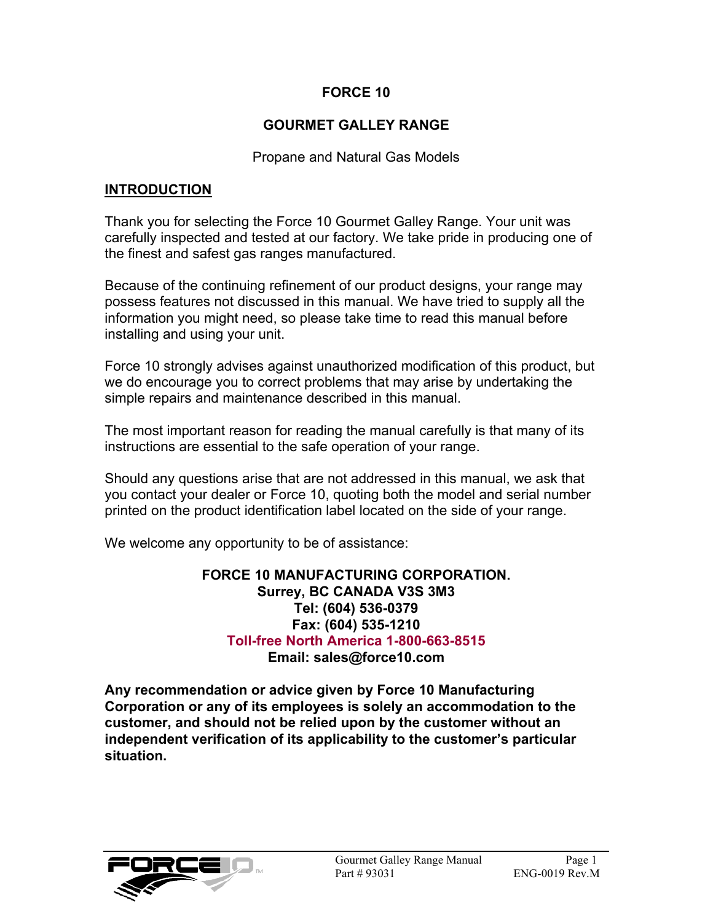# FORCE 10

## GOURMET GALLEY RANGE

Propane and Natural Gas Models

## INTRODUCTION

Thank you for selecting the Force 10 Gourmet Galley Range. Your unit was carefully inspected and tested at our factory. We take pride in producing one of the finest and safest gas ranges manufactured.

Because of the continuing refinement of our product designs, your range may possess features not discussed in this manual. We have tried to supply all the information you might need, so please take time to read this manual before installing and using your unit.

Force 10 strongly advises against unauthorized modification of this product, but we do encourage you to correct problems that may arise by undertaking the simple repairs and maintenance described in this manual.

The most important reason for reading the manual carefully is that many of its instructions are essential to the safe operation of your range.

Should any questions arise that are not addressed in this manual, we ask that you contact your dealer or Force 10, quoting both the model and serial number printed on the product identification label located on the side of your range.

We welcome any opportunity to be of assistance:

**FORCE 10 MANUFACTURING CORPORATION.**
**Surrey, BC CANADA V3S 3M3**
**Tel: (604) 536-0379**
**Fax: (604) 535-1210**
**Toll-free North America 1-800-663-8515**
**Email: sales@force10.com**

**Any recommendation or advice given by Force 10 Manufacturing Corporation or any of its employees is solely an accommodation to the customer, and should not be relied upon by the customer without an independent verification of its applicability to the customer's particular situation.**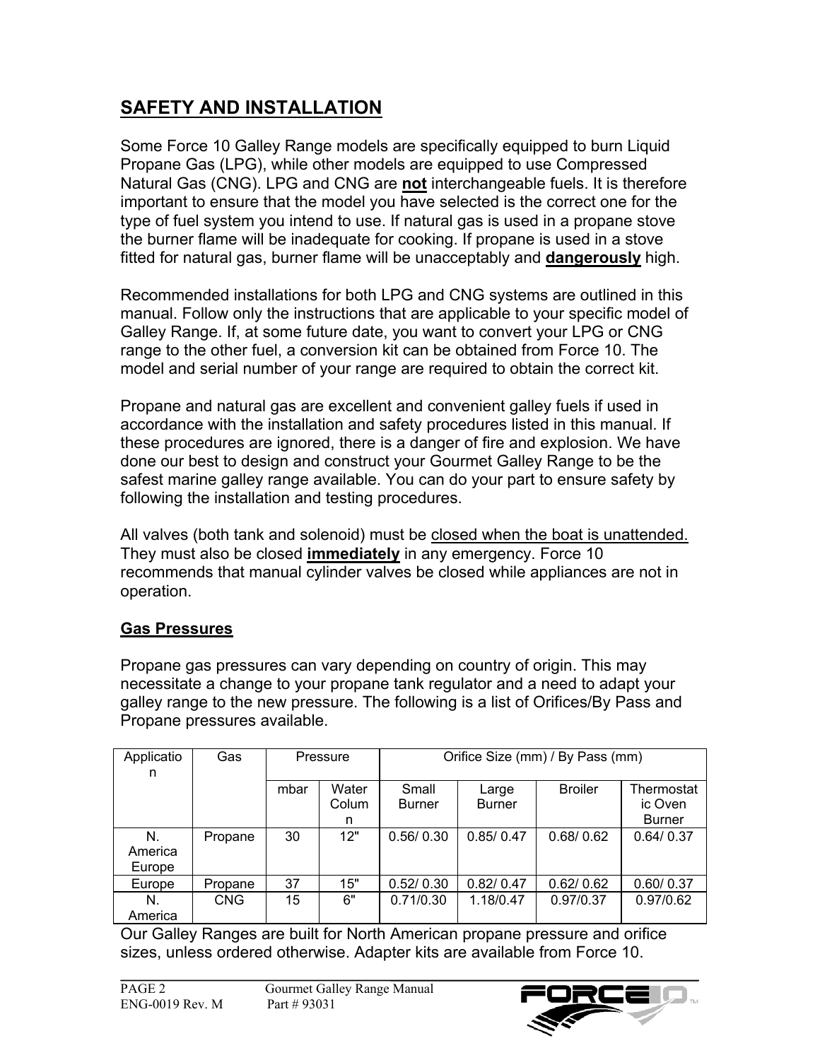## SAFETY AND INSTALLATION

Some Force 10 Galley Range models are specifically equipped to burn Liquid Propane Gas (LPG), while other models are equipped to use Compressed Natural Gas (CNG). LPG and CNG are **not** interchangeable fuels. It is therefore important to ensure that the model you have selected is the correct one for the type of fuel system you intend to use. If natural gas is used in a propane stove the burner flame will be inadequate for cooking. If propane is used in a stove fitted for natural gas, burner flame will be unacceptably and **dangerously** high.

Recommended installations for both LPG and CNG systems are outlined in this manual. Follow only the instructions that are applicable to your specific model of Galley Range. If, at some future date, you want to convert your LPG or CNG range to the other fuel, a conversion kit can be obtained from Force 10. The model and serial number of your range are required to obtain the correct kit.

Propane and natural gas are excellent and convenient galley fuels if used in accordance with the installation and safety procedures listed in this manual. If these procedures are ignored, there is a danger of fire and explosion. We have done our best to design and construct your Gourmet Galley Range to be the safest marine galley range available. You can do your part to ensure safety by following the installation and testing procedures.

All valves (both tank and solenoid) must be closed when the boat is unattended. They must also be closed **immediately** in any emergency. Force 10 recommends that manual cylinder valves be closed while appliances are not in operation.

**Gas Pressures**

Propane gas pressures can vary depending on country of origin. This may necessitate a change to your propane tank regulator and a need to adapt your galley range to the new pressure. The following is a list of Orifices/By Pass and Propane pressures available.

| Application | Gas | Pressure | | Orifice Size (mm) / By Pass (mm) | | | |
|---|---|---|---|---|---|---|---|
| | | mbar | Water Column | Small Burner | Large Burner | Broiler | Thermostatic Oven Burner |
| N. America Europe | Propane | 30 | 12" | 0.56/ 0.30 | 0.85/ 0.47 | 0.68/ 0.62 | 0.64/ 0.37 |
| Europe | Propane | 37 | 15" | 0.52/ 0.30 | 0.82/ 0.47 | 0.62/ 0.62 | 0.60/ 0.37 |
| N. America | CNG | 15 | 6" | 0.71/0.30 | 1.18/0.47 | 0.97/0.37 | 0.97/0.62 |

Our Galley Ranges are built for North American propane pressure and orifice sizes, unless ordered otherwise. Adapter kits are available from Force 10.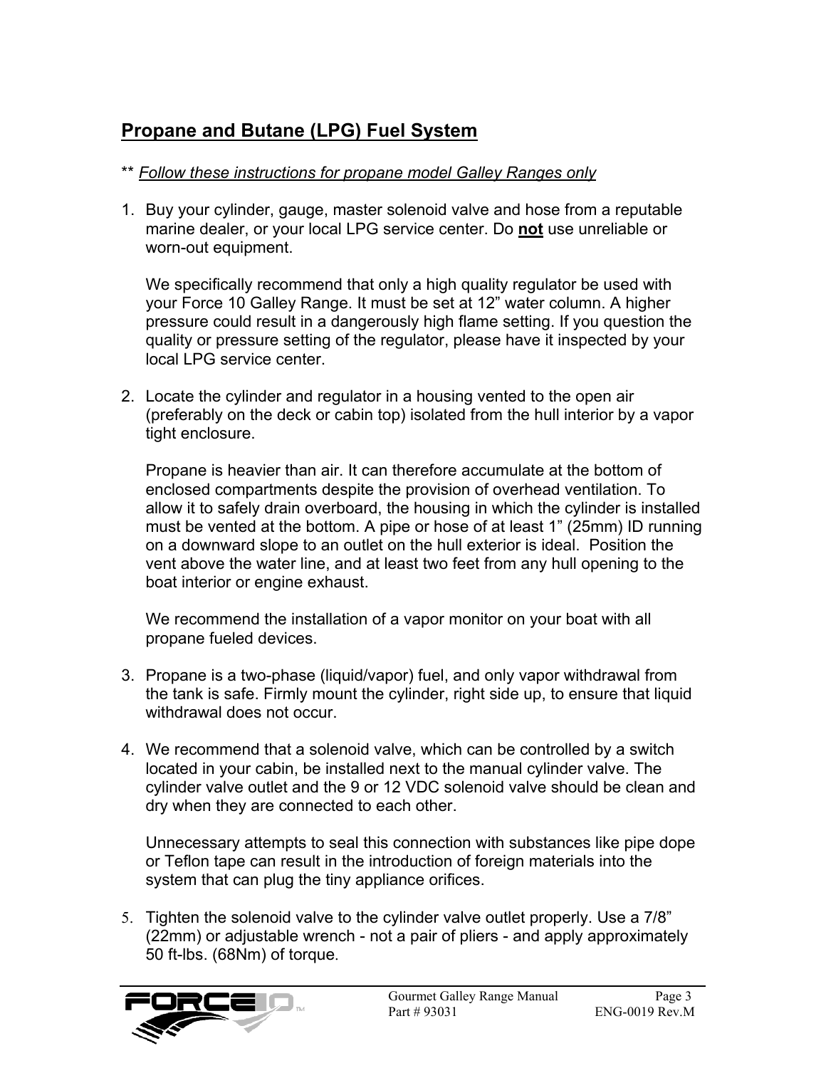## Propane and Butane (LPG) Fuel System

** *Follow these instructions for propane model Galley Ranges only*

1. Buy your cylinder, gauge, master solenoid valve and hose from a reputable marine dealer, or your local LPG service center. Do **not** use unreliable or worn-out equipment.

   We specifically recommend that only a high quality regulator be used with your Force 10 Galley Range. It must be set at 12” water column. A higher pressure could result in a dangerously high flame setting. If you question the quality or pressure setting of the regulator, please have it inspected by your local LPG service center.

2. Locate the cylinder and regulator in a housing vented to the open air (preferably on the deck or cabin top) isolated from the hull interior by a vapor tight enclosure.

   Propane is heavier than air. It can therefore accumulate at the bottom of enclosed compartments despite the provision of overhead ventilation. To allow it to safely drain overboard, the housing in which the cylinder is installed must be vented at the bottom. A pipe or hose of at least 1” (25mm) ID running on a downward slope to an outlet on the hull exterior is ideal. Position the vent above the water line, and at least two feet from any hull opening to the boat interior or engine exhaust.

   We recommend the installation of a vapor monitor on your boat with all propane fueled devices.

3. Propane is a two-phase (liquid/vapor) fuel, and only vapor withdrawal from the tank is safe. Firmly mount the cylinder, right side up, to ensure that liquid withdrawal does not occur.

4. We recommend that a solenoid valve, which can be controlled by a switch located in your cabin, be installed next to the manual cylinder valve. The cylinder valve outlet and the 9 or 12 VDC solenoid valve should be clean and dry when they are connected to each other.

   Unnecessary attempts to seal this connection with substances like pipe dope or Teflon tape can result in the introduction of foreign materials into the system that can plug the tiny appliance orifices.

5. Tighten the solenoid valve to the cylinder valve outlet properly. Use a 7/8” (22mm) or adjustable wrench - not a pair of pliers - and apply approximately 50 ft-lbs. (68Nm) of torque.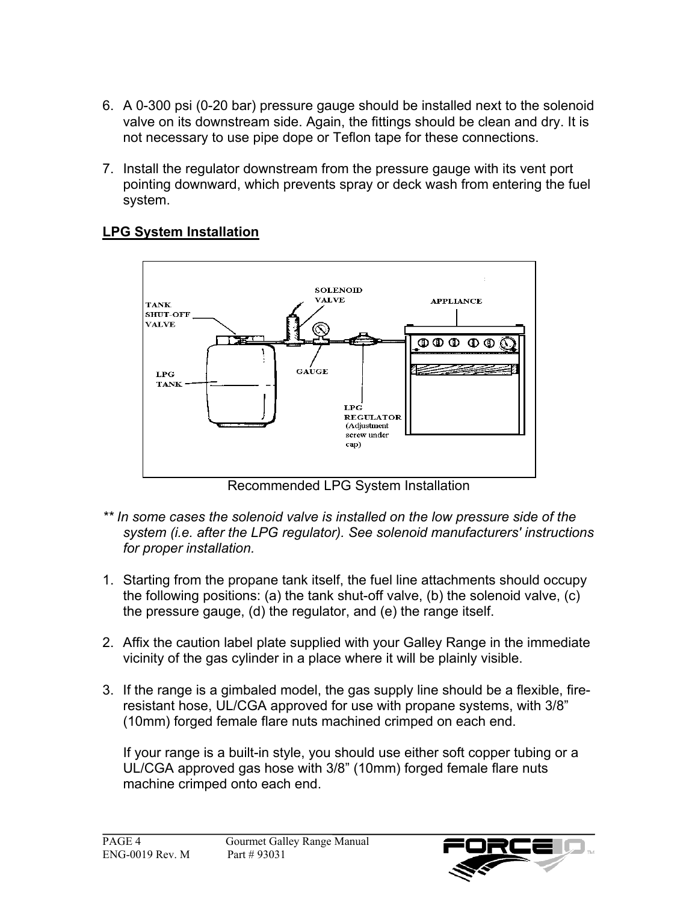6. A 0-300 psi (0-20 bar) pressure gauge should be installed next to the solenoid valve on its downstream side. Again, the fittings should be clean and dry. It is not necessary to use pipe dope or Teflon tape for these connections.

7. Install the regulator downstream from the pressure gauge with its vent port pointing downward, which prevents spray or deck wash from entering the fuel system.

## LPG System Installation

Recommended LPG System Installation

*\*\* In some cases the solenoid valve is installed on the low pressure side of the system (i.e. after the LPG regulator). See solenoid manufacturers' instructions for proper installation.*

1. Starting from the propane tank itself, the fuel line attachments should occupy the following positions: (a) the tank shut-off valve, (b) the solenoid valve, (c) the pressure gauge, (d) the regulator, and (e) the range itself.

2. Affix the caution label plate supplied with your Galley Range in the immediate vicinity of the gas cylinder in a place where it will be plainly visible.

3. If the range is a gimbaled model, the gas supply line should be a flexible, fire-resistant hose, UL/CGA approved for use with propane systems, with 3/8" (10mm) forged female flare nuts machined crimped on each end.

   If your range is a built-in style, you should use either soft copper tubing or a UL/CGA approved gas hose with 3/8" (10mm) forged female flare nuts machine crimped onto each end.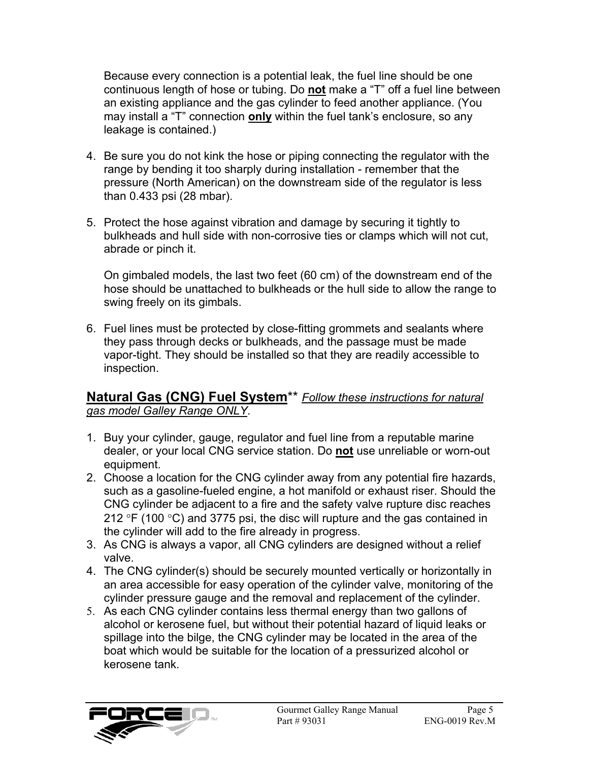Because every connection is a potential leak, the fuel line should be one continuous length of hose or tubing. Do **not** make a “T” off a fuel line between an existing appliance and the gas cylinder to feed another appliance. (You may install a “T” connection **only** within the fuel tank’s enclosure, so any leakage is contained.)

4. Be sure you do not kink the hose or piping connecting the regulator with the range by bending it too sharply during installation - remember that the pressure (North American) on the downstream side of the regulator is less than 0.433 psi (28 mbar).

5. Protect the hose against vibration and damage by securing it tightly to bulkheads and hull side with non-corrosive ties or clamps which will not cut, abrade or pinch it.

   On gimbaled models, the last two feet (60 cm) of the downstream end of the hose should be unattached to bulkheads or the hull side to allow the range to swing freely on its gimbals.

6. Fuel lines must be protected by close-fitting grommets and sealants where they pass through decks or bulkheads, and the passage must be made vapor-tight. They should be installed so that they are readily accessible to inspection.

## Natural Gas (CNG) Fuel System** *Follow these instructions for natural gas model Galley Range ONLY*.

1. Buy your cylinder, gauge, regulator and fuel line from a reputable marine dealer, or your local CNG service station. Do **not** use unreliable or worn-out equipment.
2. Choose a location for the CNG cylinder away from any potential fire hazards, such as a gasoline-fueled engine, a hot manifold or exhaust riser. Should the CNG cylinder be adjacent to a fire and the safety valve rupture disc reaches 212 °F (100 °C) and 3775 psi, the disc will rupture and the gas contained in the cylinder will add to the fire already in progress.
3. As CNG is always a vapor, all CNG cylinders are designed without a relief valve.
4. The CNG cylinder(s) should be securely mounted vertically or horizontally in an area accessible for easy operation of the cylinder valve, monitoring of the cylinder pressure gauge and the removal and replacement of the cylinder.
5. As each CNG cylinder contains less thermal energy than two gallons of alcohol or kerosene fuel, but without their potential hazard of liquid leaks or spillage into the bilge, the CNG cylinder may be located in the area of the boat which would be suitable for the location of a pressurized alcohol or kerosene tank.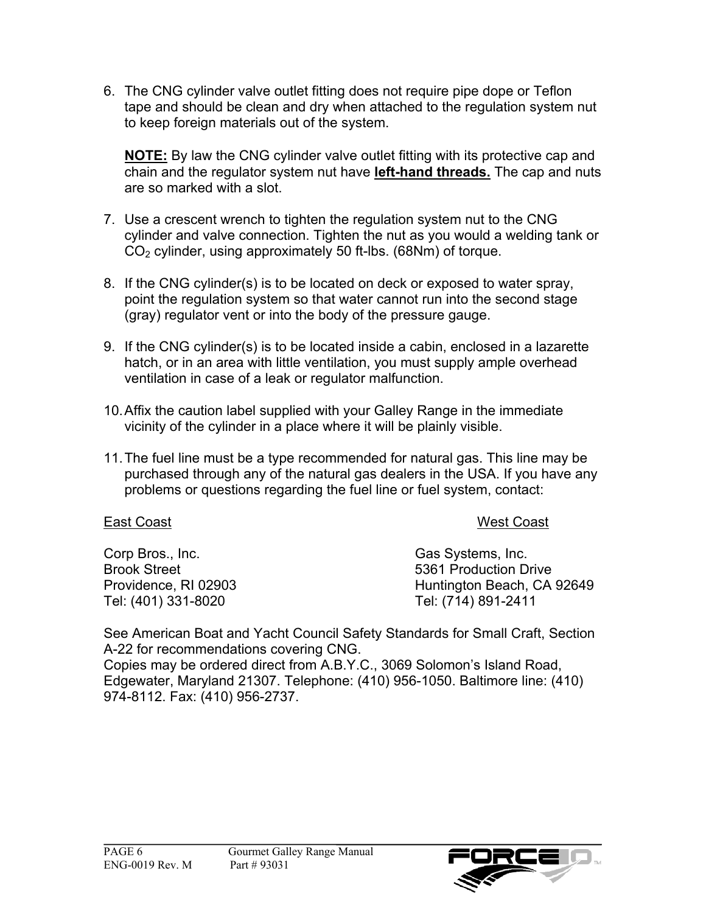6. The CNG cylinder valve outlet fitting does not require pipe dope or Teflon tape and should be clean and dry when attached to the regulation system nut to keep foreign materials out of the system.

   **NOTE:** By law the CNG cylinder valve outlet fitting with its protective cap and chain and the regulator system nut have **left-hand threads.** The cap and nuts are so marked with a slot.

7. Use a crescent wrench to tighten the regulation system nut to the CNG cylinder and valve connection. Tighten the nut as you would a welding tank or $CO_2$ cylinder, using approximately 50 ft-lbs. (68Nm) of torque.

8. If the CNG cylinder(s) is to be located on deck or exposed to water spray, point the regulation system so that water cannot run into the second stage (gray) regulator vent or into the body of the pressure gauge.

9. If the CNG cylinder(s) is to be located inside a cabin, enclosed in a lazarette hatch, or in an area with little ventilation, you must supply ample overhead ventilation in case of a leak or regulator malfunction.

10. Affix the caution label supplied with your Galley Range in the immediate vicinity of the cylinder in a place where it will be plainly visible.

11. The fuel line must be a type recommended for natural gas. This line may be purchased through any of the natural gas dealers in the USA. If you have any problems or questions regarding the fuel line or fuel system, contact:

East Coast

Corp Bros., Inc.
Brook Street
Providence, RI 02903
Tel: (401) 331-8020

West Coast

Gas Systems, Inc.
5361 Production Drive
Huntington Beach, CA 92649
Tel: (714) 891-2411

See American Boat and Yacht Council Safety Standards for Small Craft, Section A-22 for recommendations covering CNG.
Copies may be ordered direct from A.B.Y.C., 3069 Solomon's Island Road, Edgewater, Maryland 21307. Telephone: (410) 956-1050. Baltimore line: (410) 974-8112. Fax: (410) 956-2737.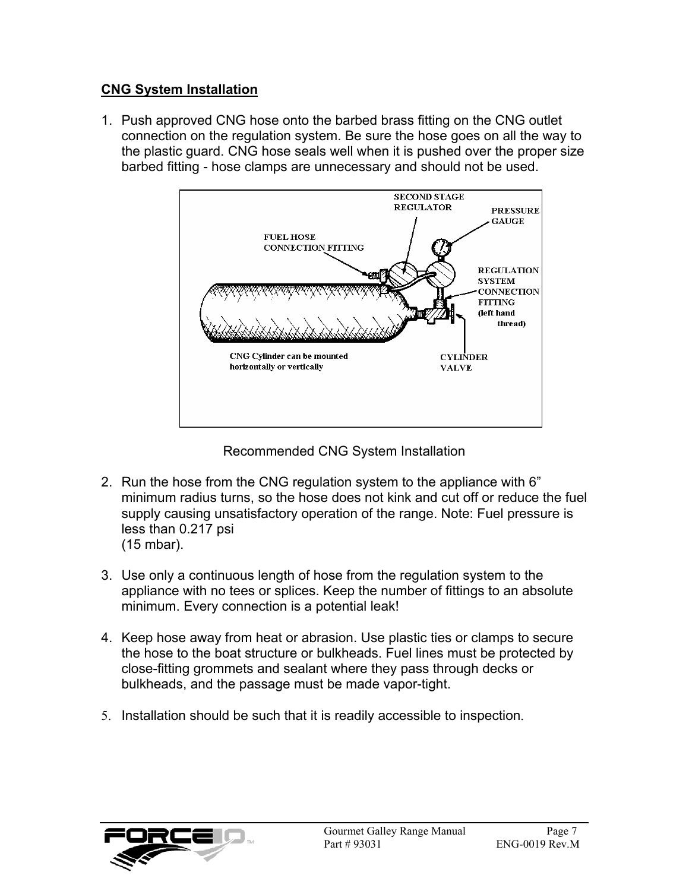**CNG System Installation**

1. Push approved CNG hose onto the barbed brass fitting on the CNG outlet connection on the regulation system. Be sure the hose goes on all the way to the plastic guard. CNG hose seals well when it is pushed over the proper size barbed fitting - hose clamps are unnecessary and should not be used.

Recommended CNG System Installation

2. Run the hose from the CNG regulation system to the appliance with 6" minimum radius turns, so the hose does not kink and cut off or reduce the fuel supply causing unsatisfactory operation of the range. Note: Fuel pressure is less than 0.217 psi (15 mbar).

3. Use only a continuous length of hose from the regulation system to the appliance with no tees or splices. Keep the number of fittings to an absolute minimum. Every connection is a potential leak!

4. Keep hose away from heat or abrasion. Use plastic ties or clamps to secure the hose to the boat structure or bulkheads. Fuel lines must be protected by close-fitting grommets and sealant where they pass through decks or bulkheads, and the passage must be made vapor-tight.

5. Installation should be such that it is readily accessible to inspection.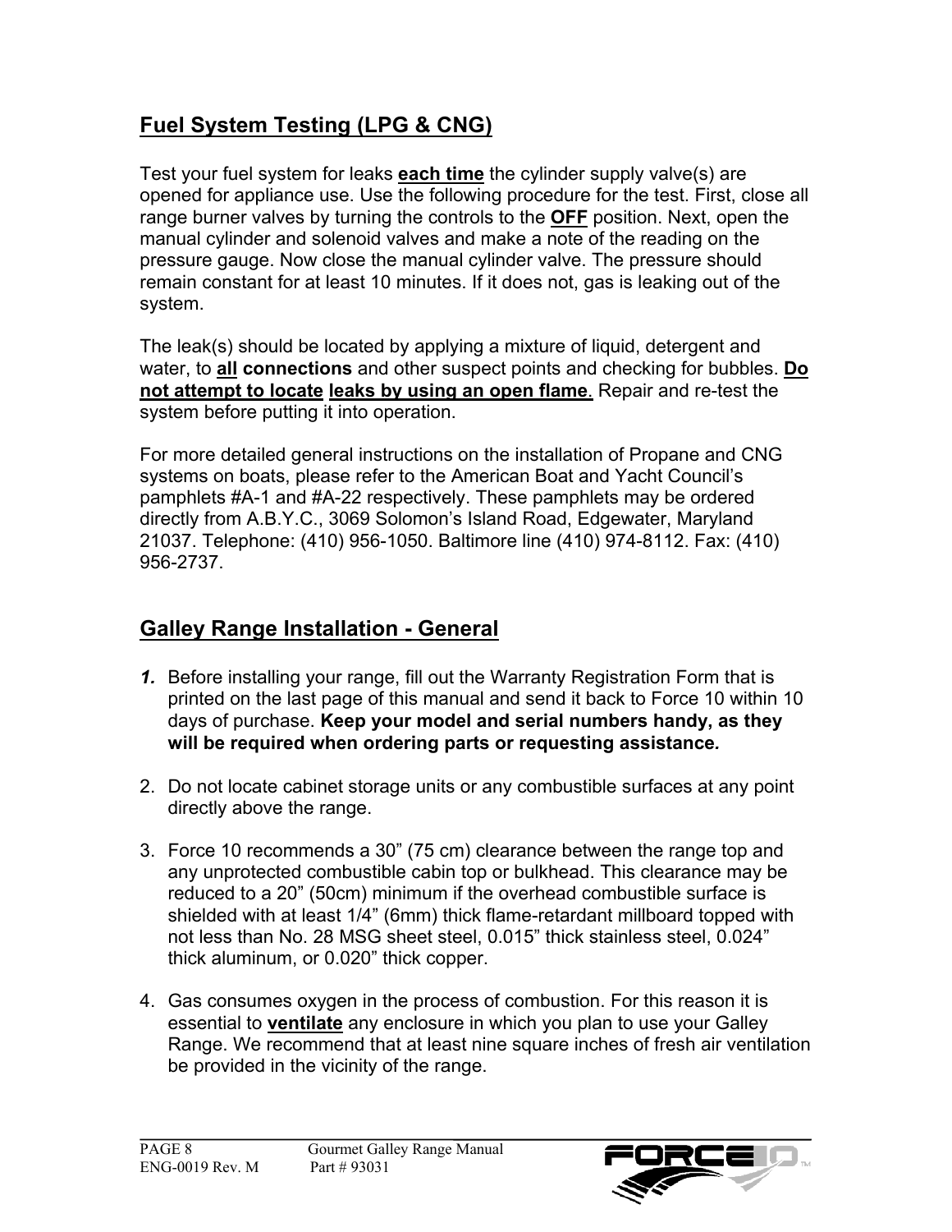## Fuel System Testing (LPG & CNG)

Test your fuel system for leaks **each time** the cylinder supply valve(s) are opened for appliance use. Use the following procedure for the test. First, close all range burner valves by turning the controls to the **OFF** position. Next, open the manual cylinder and solenoid valves and make a note of the reading on the pressure gauge. Now close the manual cylinder valve. The pressure should remain constant for at least 10 minutes. If it does not, gas is leaking out of the system.

The leak(s) should be located by applying a mixture of liquid, detergent and water, to **all connections** and other suspect points and checking for bubbles. **Do not attempt to locate leaks by using an open flame**. Repair and re-test the system before putting it into operation.

For more detailed general instructions on the installation of Propane and CNG systems on boats, please refer to the American Boat and Yacht Council's pamphlets #A-1 and #A-22 respectively. These pamphlets may be ordered directly from A.B.Y.C., 3069 Solomon's Island Road, Edgewater, Maryland 21037. Telephone: (410) 956-1050. Baltimore line (410) 974-8112. Fax: (410) 956-2737.

## Galley Range Installation - General

1. Before installing your range, fill out the Warranty Registration Form that is printed on the last page of this manual and send it back to Force 10 within 10 days of purchase. **Keep your model and serial numbers handy, as they will be required when ordering parts or requesting assistance.**

2. Do not locate cabinet storage units or any combustible surfaces at any point directly above the range.

3. Force 10 recommends a 30" (75 cm) clearance between the range top and any unprotected combustible cabin top or bulkhead. This clearance may be reduced to a 20" (50cm) minimum if the overhead combustible surface is shielded with at least 1/4" (6mm) thick flame-retardant millboard topped with not less than No. 28 MSG sheet steel, 0.015" thick stainless steel, 0.024" thick aluminum, or 0.020" thick copper.

4. Gas consumes oxygen in the process of combustion. For this reason it is essential to **ventilate** any enclosure in which you plan to use your Galley Range. We recommend that at least nine square inches of fresh air ventilation be provided in the vicinity of the range.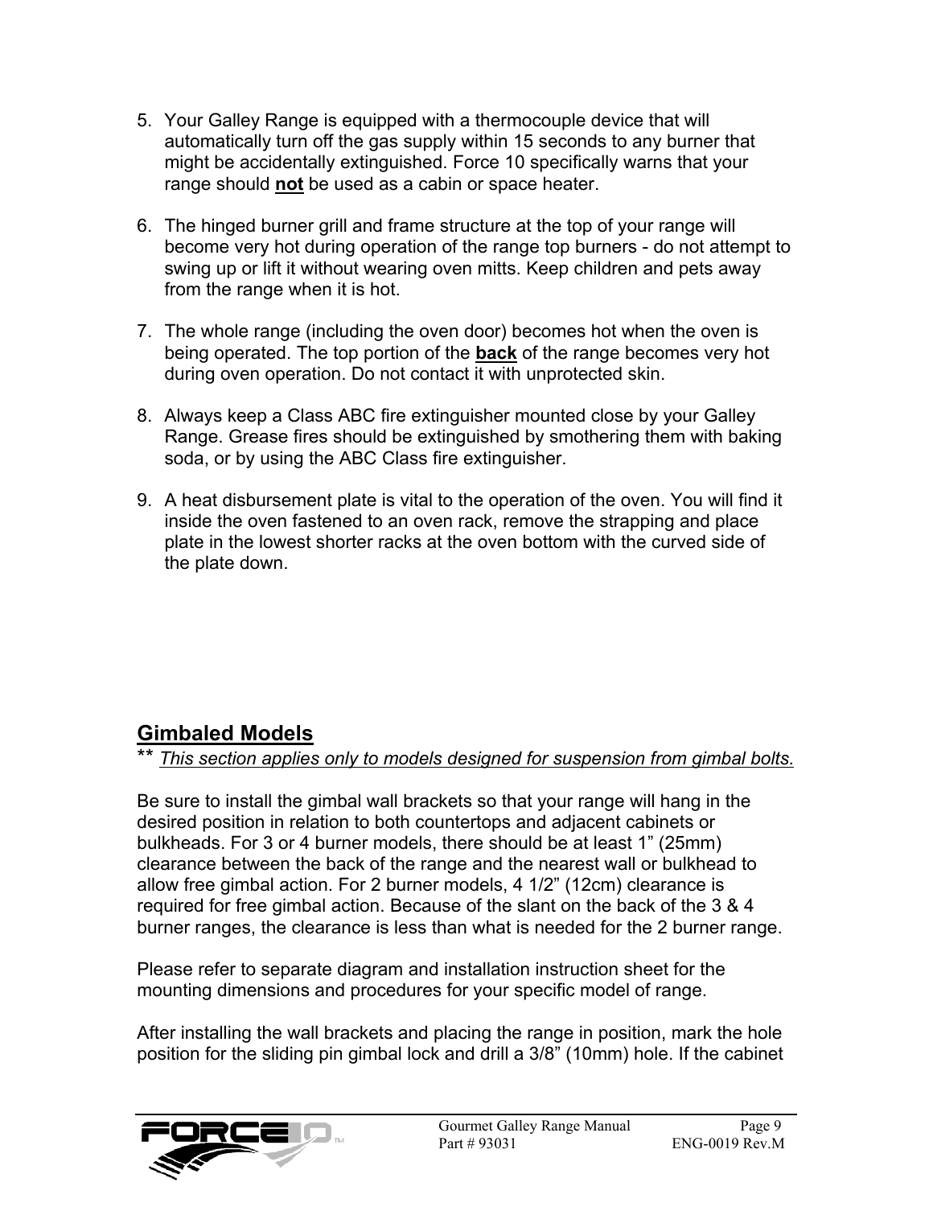5. Your Galley Range is equipped with a thermocouple device that will automatically turn off the gas supply within 15 seconds to any burner that might be accidentally extinguished. Force 10 specifically warns that your range should **not** be used as a cabin or space heater.

6. The hinged burner grill and frame structure at the top of your range will become very hot during operation of the range top burners - do not attempt to swing up or lift it without wearing oven mitts. Keep children and pets away from the range when it is hot.

7. The whole range (including the oven door) becomes hot when the oven is being operated. The top portion of the **back** of the range becomes very hot during oven operation. Do not contact it with unprotected skin.

8. Always keep a Class ABC fire extinguisher mounted close by your Galley Range. Grease fires should be extinguished by smothering them with baking soda, or by using the ABC Class fire extinguisher.

9. A heat disbursement plate is vital to the operation of the oven. You will find it inside the oven fastened to an oven rack, remove the strapping and place plate in the lowest shorter racks at the oven bottom with the curved side of the plate down.

## Gimbaled Models

** *This section applies only to models designed for suspension from gimbal bolts.*

Be sure to install the gimbal wall brackets so that your range will hang in the desired position in relation to both countertops and adjacent cabinets or bulkheads. For 3 or 4 burner models, there should be at least 1" (25mm) clearance between the back of the range and the nearest wall or bulkhead to allow free gimbal action. For 2 burner models, 4 1/2" (12cm) clearance is required for free gimbal action. Because of the slant on the back of the 3 & 4 burner ranges, the clearance is less than what is needed for the 2 burner range.

Please refer to separate diagram and installation instruction sheet for the mounting dimensions and procedures for your specific model of range.

After installing the wall brackets and placing the range in position, mark the hole position for the sliding pin gimbal lock and drill a 3/8" (10mm) hole. If the cabinet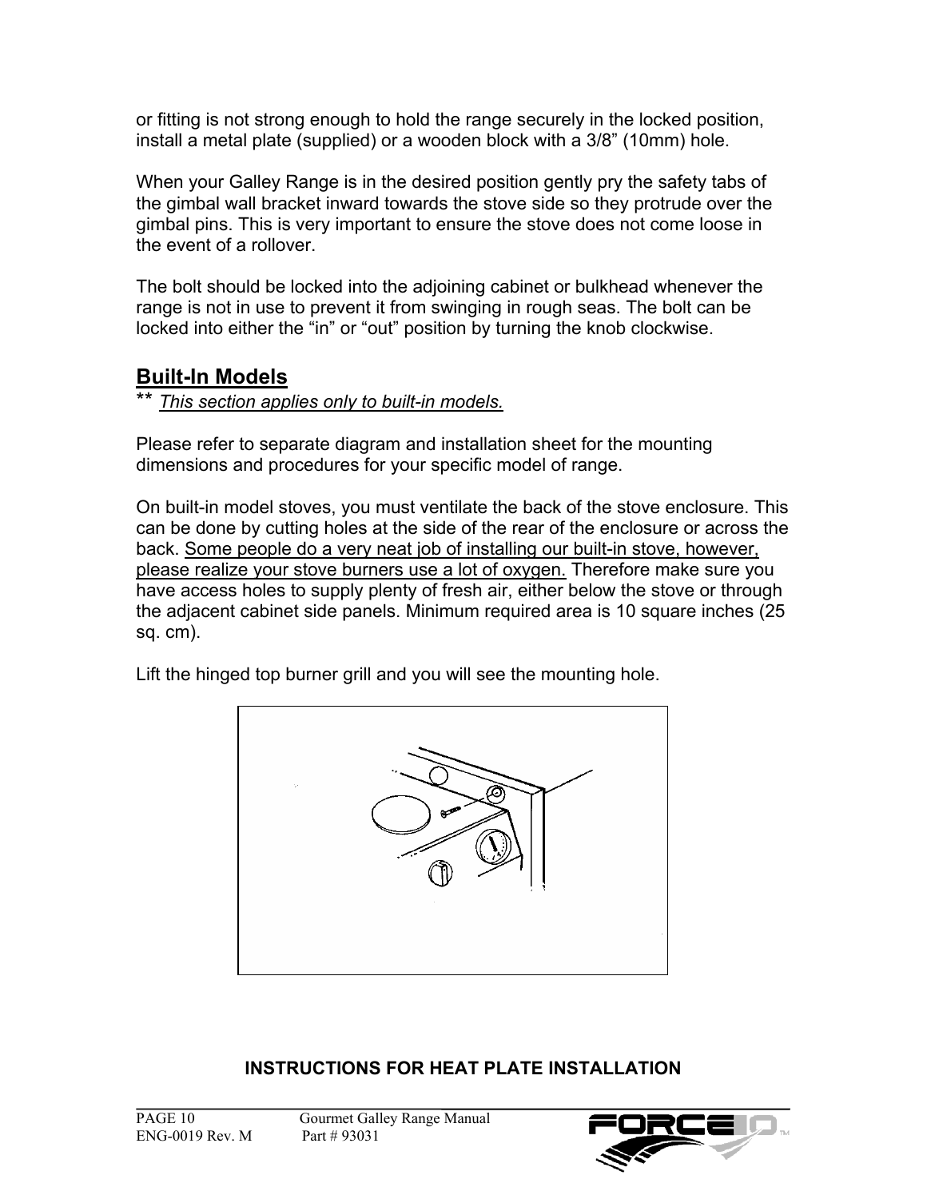or fitting is not strong enough to hold the range securely in the locked position, install a metal plate (supplied) or a wooden block with a 3/8" (10mm) hole.

When your Galley Range is in the desired position gently pry the safety tabs of the gimbal wall bracket inward towards the stove side so they protrude over the gimbal pins. This is very important to ensure the stove does not come loose in the event of a rollover.

The bolt should be locked into the adjoining cabinet or bulkhead whenever the range is not in use to prevent it from swinging in rough seas. The bolt can be locked into either the "in" or "out" position by turning the knob clockwise.

## Built-In Models

** *This section applies only to built-in models.*

Please refer to separate diagram and installation sheet for the mounting dimensions and procedures for your specific model of range.

On built-in model stoves, you must ventilate the back of the stove enclosure. This can be done by cutting holes at the side of the rear of the enclosure or across the back. Some people do a very neat job of installing our built-in stove, however, please realize your stove burners use a lot of oxygen. Therefore make sure you have access holes to supply plenty of fresh air, either below the stove or through the adjacent cabinet side panels. Minimum required area is 10 square inches (25 sq. cm).

Lift the hinged top burner grill and you will see the mounting hole.

**INSTRUCTIONS FOR HEAT PLATE INSTALLATION**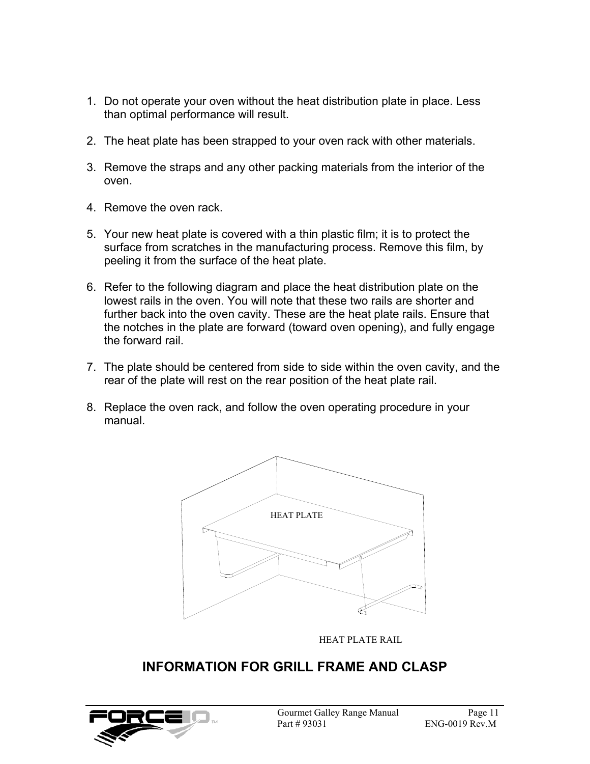1. Do not operate your oven without the heat distribution plate in place. Less than optimal performance will result.

2. The heat plate has been strapped to your oven rack with other materials.

3. Remove the straps and any other packing materials from the interior of the oven.

4. Remove the oven rack.

5. Your new heat plate is covered with a thin plastic film; it is to protect the surface from scratches in the manufacturing process. Remove this film, by peeling it from the surface of the heat plate.

6. Refer to the following diagram and place the heat distribution plate on the lowest rails in the oven. You will note that these two rails are shorter and further back into the oven cavity. These are the heat plate rails. Ensure that the notches in the plate are forward (toward oven opening), and fully engage the forward rail.

7. The plate should be centered from side to side within the oven cavity, and the rear of the plate will rest on the rear position of the heat plate rail.

8. Replace the oven rack, and follow the oven operating procedure in your manual.

HEAT PLATE

HEAT PLATE RAIL

## INFORMATION FOR GRILL FRAME AND CLASP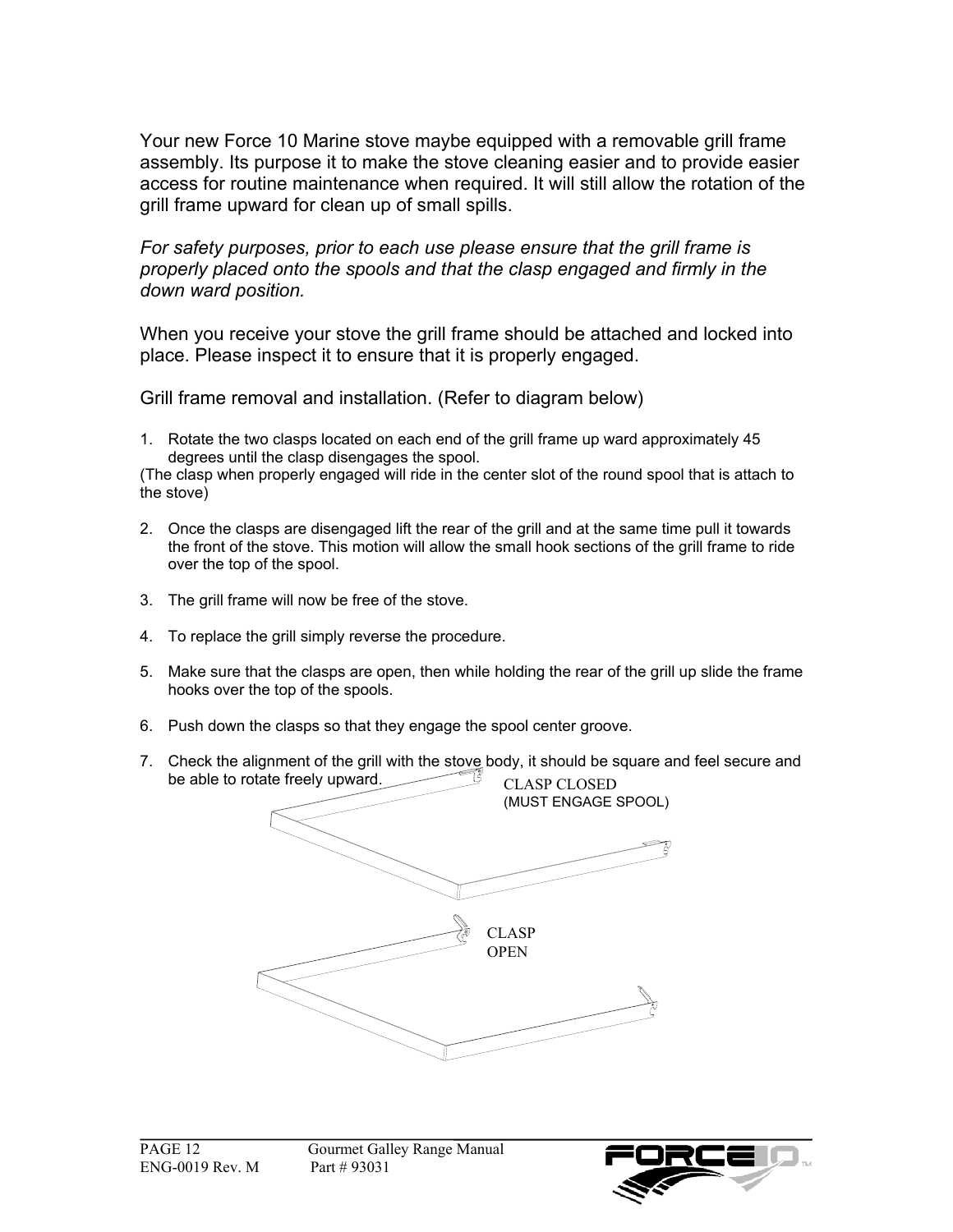Your new Force 10 Marine stove maybe equipped with a removable grill frame assembly. Its purpose it to make the stove cleaning easier and to provide easier access for routine maintenance when required. It will still allow the rotation of the grill frame upward for clean up of small spills.

*For safety purposes, prior to each use please ensure that the grill frame is properly placed onto the spools and that the clasp engaged and firmly in the down ward position.*

When you receive your stove the grill frame should be attached and locked into place. Please inspect it to ensure that it is properly engaged.

Grill frame removal and installation. (Refer to diagram below)

1. Rotate the two clasps located on each end of the grill frame up ward approximately 45 degrees until the clasp disengages the spool.

(The clasp when properly engaged will ride in the center slot of the round spool that is attach to the stove)

2. Once the clasps are disengaged lift the rear of the grill and at the same time pull it towards the front of the stove. This motion will allow the small hook sections of the grill frame to ride over the top of the spool.

3. The grill frame will now be free of the stove.

4. To replace the grill simply reverse the procedure.

5. Make sure that the clasps are open, then while holding the rear of the grill up slide the frame hooks over the top of the spools.

6. Push down the clasps so that they engage the spool center groove.

7. Check the alignment of the grill with the stove body, it should be square and feel secure and be able to rotate freely upward.

CLASP CLOSED
(MUST ENGAGE SPOOL)

CLASP
OPEN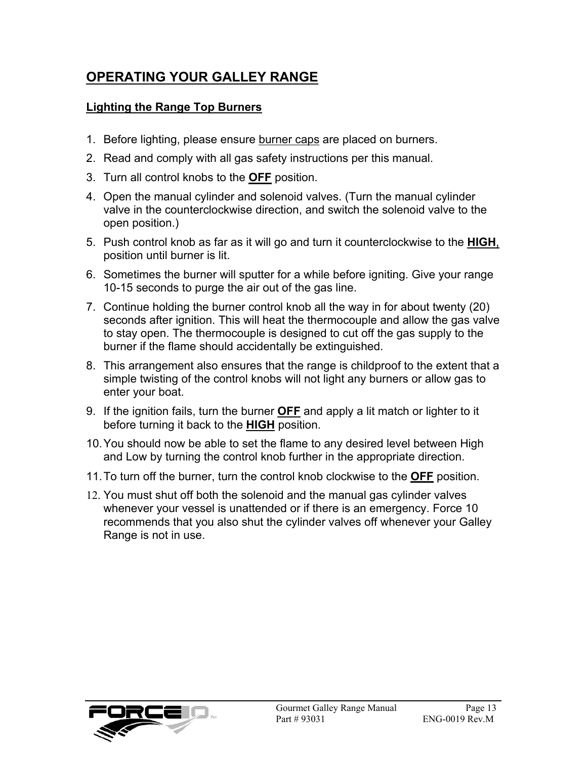## OPERATING YOUR GALLEY RANGE

### Lighting the Range Top Burners

1. Before lighting, please ensure burner caps are placed on burners.
2. Read and comply with all gas safety instructions per this manual.
3. Turn all control knobs to the **OFF** position.
4. Open the manual cylinder and solenoid valves. (Turn the manual cylinder valve in the counterclockwise direction, and switch the solenoid valve to the open position.)
5. Push control knob as far as it will go and turn it counterclockwise to the **HIGH**, position until burner is lit.
6. Sometimes the burner will sputter for a while before igniting. Give your range 10-15 seconds to purge the air out of the gas line.
7. Continue holding the burner control knob all the way in for about twenty (20) seconds after ignition. This will heat the thermocouple and allow the gas valve to stay open. The thermocouple is designed to cut off the gas supply to the burner if the flame should accidentally be extinguished.
8. This arrangement also ensures that the range is childproof to the extent that a simple twisting of the control knobs will not light any burners or allow gas to enter your boat.
9. If the ignition fails, turn the burner **OFF** and apply a lit match or lighter to it before turning it back to the **HIGH** position.
10. You should now be able to set the flame to any desired level between High and Low by turning the control knob further in the appropriate direction.
11. To turn off the burner, turn the control knob clockwise to the **OFF** position.
12. You must shut off both the solenoid and the manual gas cylinder valves whenever your vessel is unattended or if there is an emergency. Force 10 recommends that you also shut the cylinder valves off whenever your Galley Range is not in use.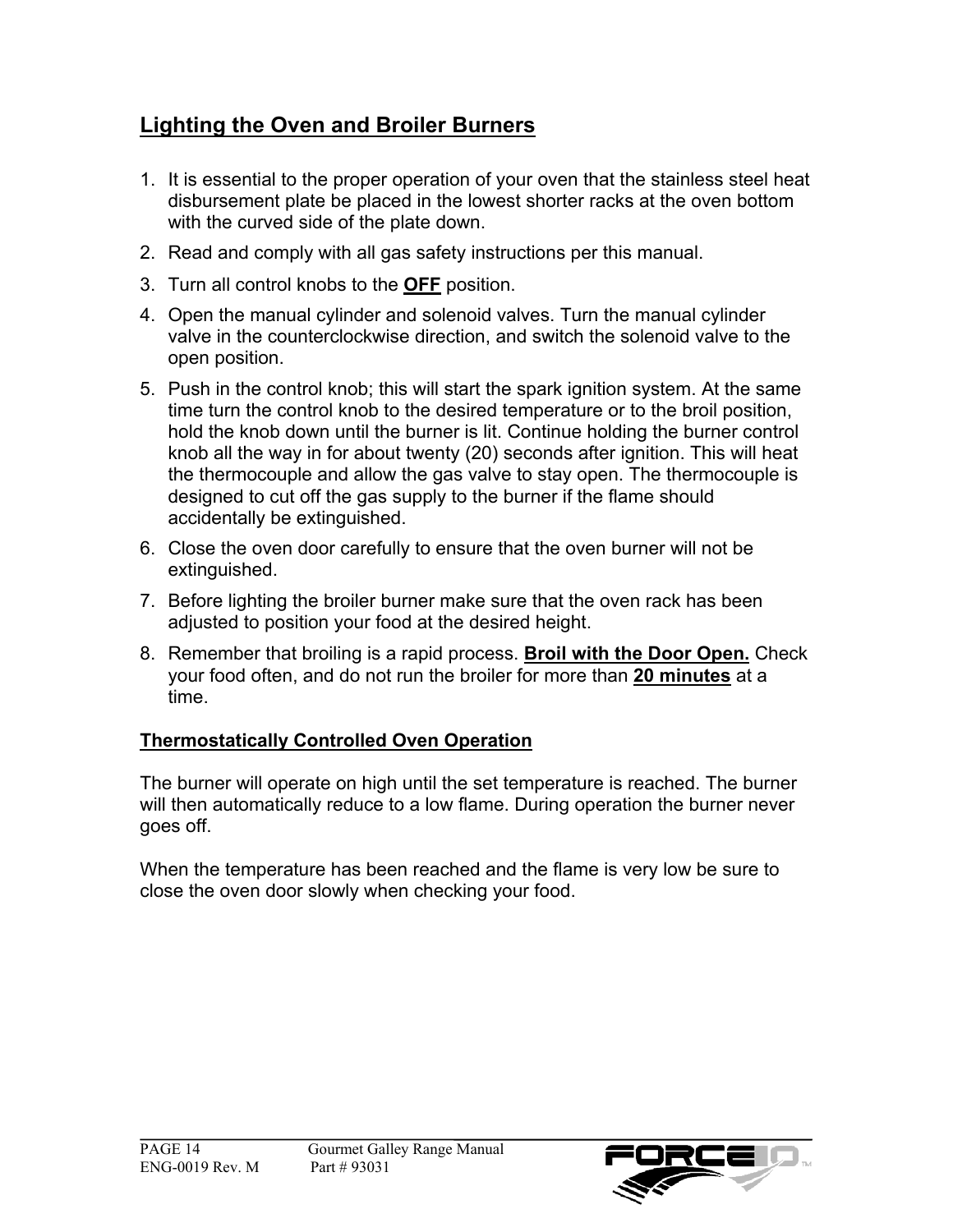## <u>Lighting the Oven and Broiler Burners</u>

1. It is essential to the proper operation of your oven that the stainless steel heat disbursement plate be placed in the lowest shorter racks at the oven bottom with the curved side of the plate down.
2. Read and comply with all gas safety instructions per this manual.
3. Turn all control knobs to the **<u>OFF</u>** position.
4. Open the manual cylinder and solenoid valves. Turn the manual cylinder valve in the counterclockwise direction, and switch the solenoid valve to the open position.
5. Push in the control knob; this will start the spark ignition system. At the same time turn the control knob to the desired temperature or to the broil position, hold the knob down until the burner is lit. Continue holding the burner control knob all the way in for about twenty (20) seconds after ignition. This will heat the thermocouple and allow the gas valve to stay open. The thermocouple is designed to cut off the gas supply to the burner if the flame should accidentally be extinguished.
6. Close the oven door carefully to ensure that the oven burner will not be extinguished.
7. Before lighting the broiler burner make sure that the oven rack has been adjusted to position your food at the desired height.
8. Remember that broiling is a rapid process. **<u>Broil with the Door Open.</u>** Check your food often, and do not run the broiler for more than **<u>20 minutes</u>** at a time.

### <u>Thermostatically Controlled Oven Operation</u>

The burner will operate on high until the set temperature is reached. The burner will then automatically reduce to a low flame. During operation the burner never goes off.

When the temperature has been reached and the flame is very low be sure to close the oven door slowly when checking your food.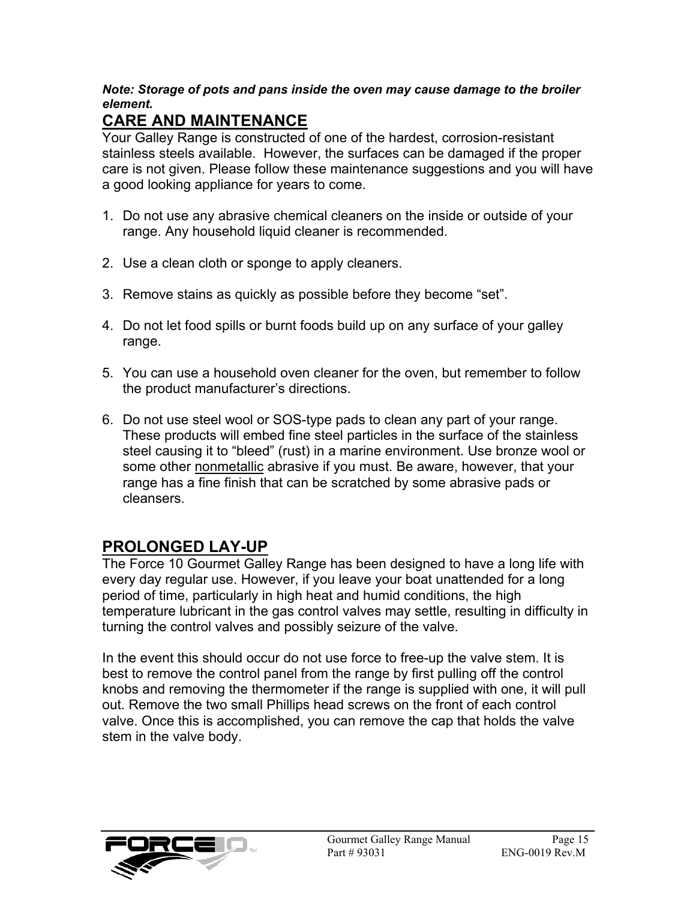***Note: Storage of pots and pans inside the oven may cause damage to the broiler element.***

## CARE AND MAINTENANCE

Your Galley Range is constructed of one of the hardest, corrosion-resistant stainless steels available. However, the surfaces can be damaged if the proper care is not given. Please follow these maintenance suggestions and you will have a good looking appliance for years to come.

1. Do not use any abrasive chemical cleaners on the inside or outside of your range. Any household liquid cleaner is recommended.

2. Use a clean cloth or sponge to apply cleaners.

3. Remove stains as quickly as possible before they become “set”.

4. Do not let food spills or burnt foods build up on any surface of your galley range.

5. You can use a household oven cleaner for the oven, but remember to follow the product manufacturer’s directions.

6. Do not use steel wool or SOS-type pads to clean any part of your range. These products will embed fine steel particles in the surface of the stainless steel causing it to “bleed” (rust) in a marine environment. Use bronze wool or some other <u>nonmetallic</u> abrasive if you must. Be aware, however, that your range has a fine finish that can be scratched by some abrasive pads or cleansers.

## PROLONGED LAY-UP

The Force 10 Gourmet Galley Range has been designed to have a long life with every day regular use. However, if you leave your boat unattended for a long period of time, particularly in high heat and humid conditions, the high temperature lubricant in the gas control valves may settle, resulting in difficulty in turning the control valves and possibly seizure of the valve.

In the event this should occur do not use force to free-up the valve stem. It is best to remove the control panel from the range by first pulling off the control knobs and removing the thermometer if the range is supplied with one, it will pull out. Remove the two small Phillips head screws on the front of each control valve. Once this is accomplished, you can remove the cap that holds the valve stem in the valve body.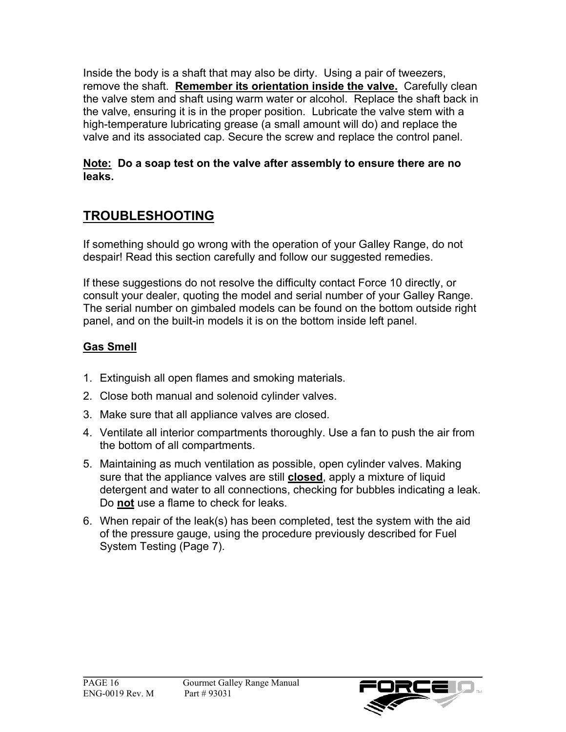Inside the body is a shaft that may also be dirty. Using a pair of tweezers, remove the shaft. **Remember its orientation inside the valve.** Carefully clean the valve stem and shaft using warm water or alcohol. Replace the shaft back in the valve, ensuring it is in the proper position. Lubricate the valve stem with a high-temperature lubricating grease (a small amount will do) and replace the valve and its associated cap. Secure the screw and replace the control panel.

**Note: Do a soap test on the valve after assembly to ensure there are no leaks.**

## TROUBLESHOOTING

If something should go wrong with the operation of your Galley Range, do not despair! Read this section carefully and follow our suggested remedies.

If these suggestions do not resolve the difficulty contact Force 10 directly, or consult your dealer, quoting the model and serial number of your Galley Range. The serial number on gimbaled models can be found on the bottom outside right panel, and on the built-in models it is on the bottom inside left panel.

### Gas Smell

1. Extinguish all open flames and smoking materials.
2. Close both manual and solenoid cylinder valves.
3. Make sure that all appliance valves are closed.
4. Ventilate all interior compartments thoroughly. Use a fan to push the air from the bottom of all compartments.
5. Maintaining as much ventilation as possible, open cylinder valves. Making sure that the appliance valves are still **closed**, apply a mixture of liquid detergent and water to all connections, checking for bubbles indicating a leak. Do **not** use a flame to check for leaks.
6. When repair of the leak(s) has been completed, test the system with the aid of the pressure gauge, using the procedure previously described for Fuel System Testing (Page 7).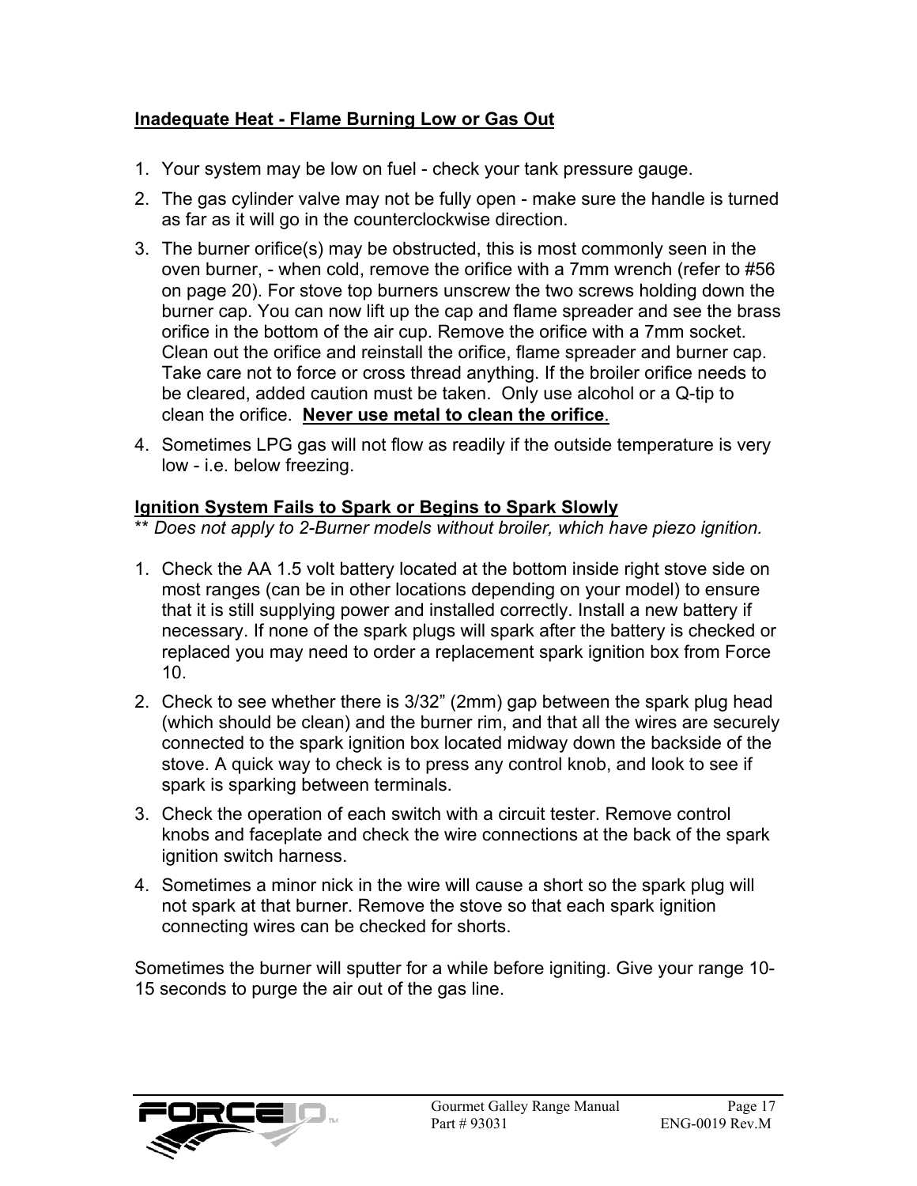**Inadequate Heat - Flame Burning Low or Gas Out**

1. Your system may be low on fuel - check your tank pressure gauge.
2. The gas cylinder valve may not be fully open - make sure the handle is turned as far as it will go in the counterclockwise direction.
3. The burner orifice(s) may be obstructed, this is most commonly seen in the oven burner, - when cold, remove the orifice with a 7mm wrench (refer to #56 on page 20). For stove top burners unscrew the two screws holding down the burner cap. You can now lift up the cap and flame spreader and see the brass orifice in the bottom of the air cup. Remove the orifice with a 7mm socket. Clean out the orifice and reinstall the orifice, flame spreader and burner cap. Take care not to force or cross thread anything. If the broiler orifice needs to be cleared, added caution must be taken. Only use alcohol or a Q-tip to clean the orifice. **Never use metal to clean the orifice**.
4. Sometimes LPG gas will not flow as readily if the outside temperature is very low - i.e. below freezing.

**Ignition System Fails to Spark or Begins to Spark Slowly**

** *Does not apply to 2-Burner models without broiler, which have piezo ignition.*

1. Check the AA 1.5 volt battery located at the bottom inside right stove side on most ranges (can be in other locations depending on your model) to ensure that it is still supplying power and installed correctly. Install a new battery if necessary. If none of the spark plugs will spark after the battery is checked or replaced you may need to order a replacement spark ignition box from Force 10.
2. Check to see whether there is 3/32" (2mm) gap between the spark plug head (which should be clean) and the burner rim, and that all the wires are securely connected to the spark ignition box located midway down the backside of the stove. A quick way to check is to press any control knob, and look to see if spark is sparking between terminals.
3. Check the operation of each switch with a circuit tester. Remove control knobs and faceplate and check the wire connections at the back of the spark ignition switch harness.
4. Sometimes a minor nick in the wire will cause a short so the spark plug will not spark at that burner. Remove the stove so that each spark ignition connecting wires can be checked for shorts.

Sometimes the burner will sputter for a while before igniting. Give your range 10-15 seconds to purge the air out of the gas line.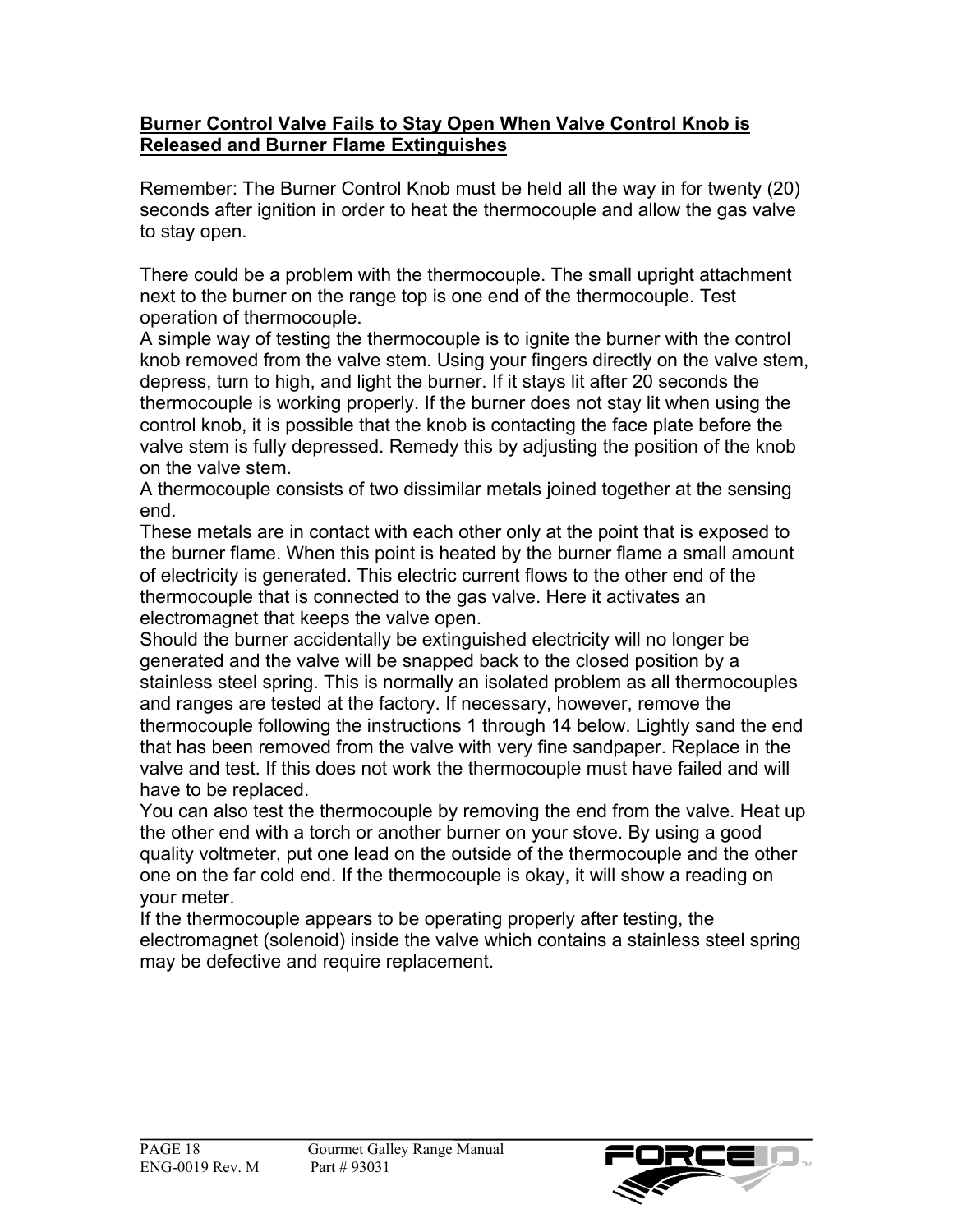## Burner Control Valve Fails to Stay Open When Valve Control Knob is Released and Burner Flame Extinguishes

Remember: The Burner Control Knob must be held all the way in for twenty (20) seconds after ignition in order to heat the thermocouple and allow the gas valve to stay open.

There could be a problem with the thermocouple. The small upright attachment next to the burner on the range top is one end of the thermocouple. Test operation of thermocouple.

A simple way of testing the thermocouple is to ignite the burner with the control knob removed from the valve stem. Using your fingers directly on the valve stem, depress, turn to high, and light the burner. If it stays lit after 20 seconds the thermocouple is working properly. If the burner does not stay lit when using the control knob, it is possible that the knob is contacting the face plate before the valve stem is fully depressed. Remedy this by adjusting the position of the knob on the valve stem.

A thermocouple consists of two dissimilar metals joined together at the sensing end.

These metals are in contact with each other only at the point that is exposed to the burner flame. When this point is heated by the burner flame a small amount of electricity is generated. This electric current flows to the other end of the thermocouple that is connected to the gas valve. Here it activates an electromagnet that keeps the valve open.

Should the burner accidentally be extinguished electricity will no longer be generated and the valve will be snapped back to the closed position by a stainless steel spring. This is normally an isolated problem as all thermocouples and ranges are tested at the factory. If necessary, however, remove the thermocouple following the instructions 1 through 14 below. Lightly sand the end that has been removed from the valve with very fine sandpaper. Replace in the valve and test. If this does not work the thermocouple must have failed and will have to be replaced.

You can also test the thermocouple by removing the end from the valve. Heat up the other end with a torch or another burner on your stove. By using a good quality voltmeter, put one lead on the outside of the thermocouple and the other one on the far cold end. If the thermocouple is okay, it will show a reading on your meter.

If the thermocouple appears to be operating properly after testing, the electromagnet (solenoid) inside the valve which contains a stainless steel spring may be defective and require replacement.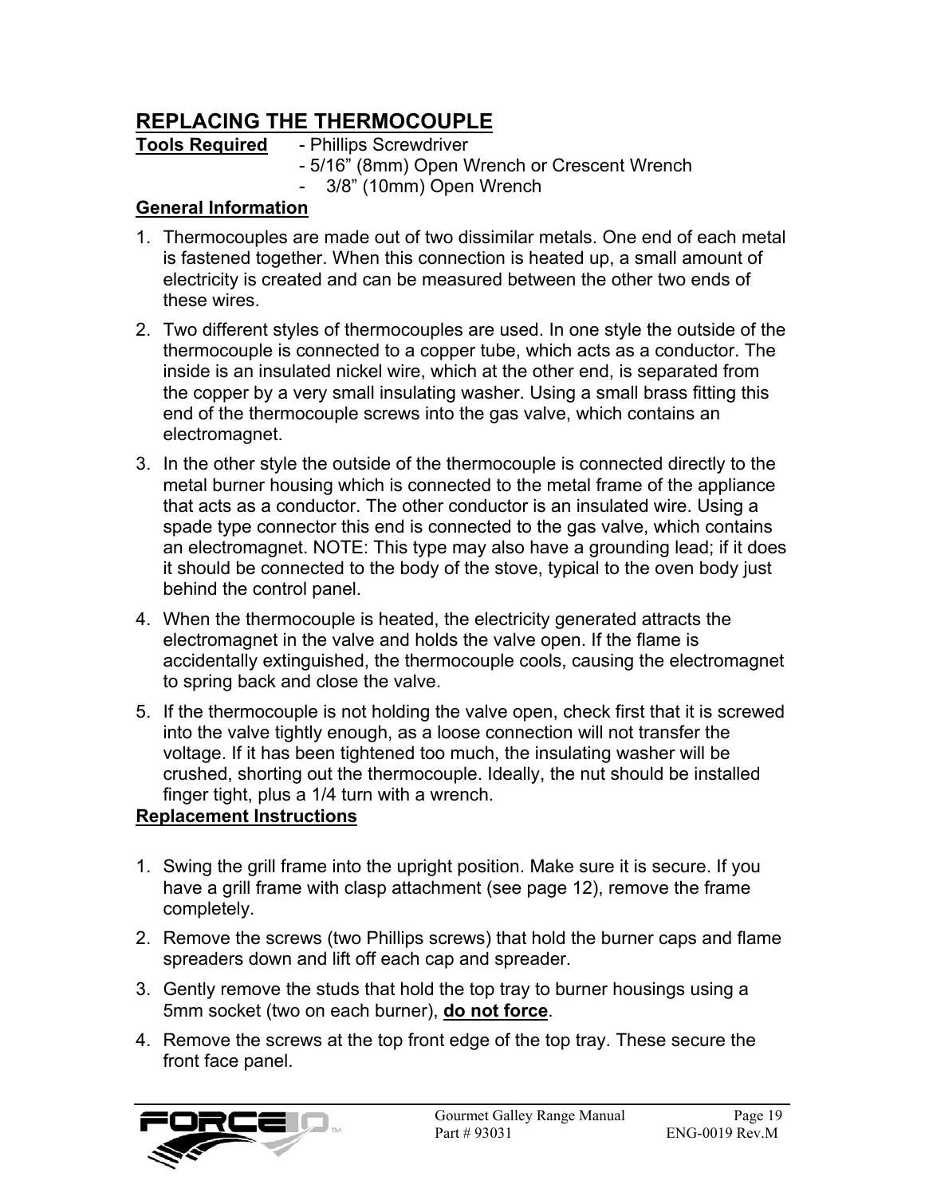## REPLACING THE THERMOCOUPLE

**Tools Required**
- Phillips Screwdriver
- 5/16" (8mm) Open Wrench or Crescent Wrench
- 3/8" (10mm) Open Wrench

**General Information**

1. Thermocouples are made out of two dissimilar metals. One end of each metal is fastened together. When this connection is heated up, a small amount of electricity is created and can be measured between the other two ends of these wires.
2. Two different styles of thermocouples are used. In one style the outside of the thermocouple is connected to a copper tube, which acts as a conductor. The inside is an insulated nickel wire, which at the other end, is separated from the copper by a very small insulating washer. Using a small brass fitting this end of the thermocouple screws into the gas valve, which contains an electromagnet.
3. In the other style the outside of the thermocouple is connected directly to the metal burner housing which is connected to the metal frame of the appliance that acts as a conductor. The other conductor is an insulated wire. Using a spade type connector this end is connected to the gas valve, which contains an electromagnet. NOTE: This type may also have a grounding lead; if it does it should be connected to the body of the stove, typical to the oven body just behind the control panel.
4. When the thermocouple is heated, the electricity generated attracts the electromagnet in the valve and holds the valve open. If the flame is accidentally extinguished, the thermocouple cools, causing the electromagnet to spring back and close the valve.
5. If the thermocouple is not holding the valve open, check first that it is screwed into the valve tightly enough, as a loose connection will not transfer the voltage. If it has been tightened too much, the insulating washer will be crushed, shorting out the thermocouple. Ideally, the nut should be installed finger tight, plus a 1/4 turn with a wrench.

**Replacement Instructions**

1. Swing the grill frame into the upright position. Make sure it is secure. If you have a grill frame with clasp attachment (see page 12), remove the frame completely.
2. Remove the screws (two Phillips screws) that hold the burner caps and flame spreaders down and lift off each cap and spreader.
3. Gently remove the studs that hold the top tray to burner housings using a 5mm socket (two on each burner), **do not force**.
4. Remove the screws at the top front edge of the top tray. These secure the front face panel.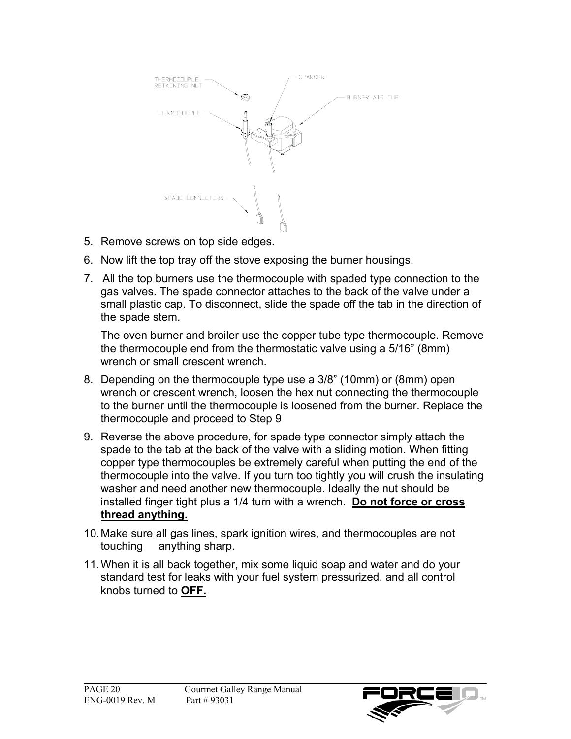THERMOCOUPLE RETAINING NUT

SPARKER

BURNER AIR CUP

THERMOCOUPLE

SPADE CONNECTORS

5. Remove screws on top side edges.
6. Now lift the top tray off the stove exposing the burner housings.
7. All the top burners use the thermocouple with spaded type connection to the gas valves. The spade connector attaches to the back of the valve under a small plastic cap. To disconnect, slide the spade off the tab in the direction of the spade stem.

   The oven burner and broiler use the copper tube type thermocouple. Remove the thermocouple end from the thermostatic valve using a 5/16" (8mm) wrench or small crescent wrench.
8. Depending on the thermocouple type use a 3/8" (10mm) or (8mm) open wrench or crescent wrench, loosen the hex nut connecting the thermocouple to the burner until the thermocouple is loosened from the burner. Replace the thermocouple and proceed to Step 9
9. Reverse the above procedure, for spade type connector simply attach the spade to the tab at the back of the valve with a sliding motion. When fitting copper type thermocouples be extremely careful when putting the end of the thermocouple into the valve. If you turn too tightly you will crush the insulating washer and need another new thermocouple. Ideally the nut should be installed finger tight plus a 1/4 turn with a wrench. **<u>Do not force or cross thread anything.</u>**
10. Make sure all gas lines, spark ignition wires, and thermocouples are not touching anything sharp.
11. When it is all back together, mix some liquid soap and water and do your standard test for leaks with your fuel system pressurized, and all control knobs turned to **<u>OFF.</u>**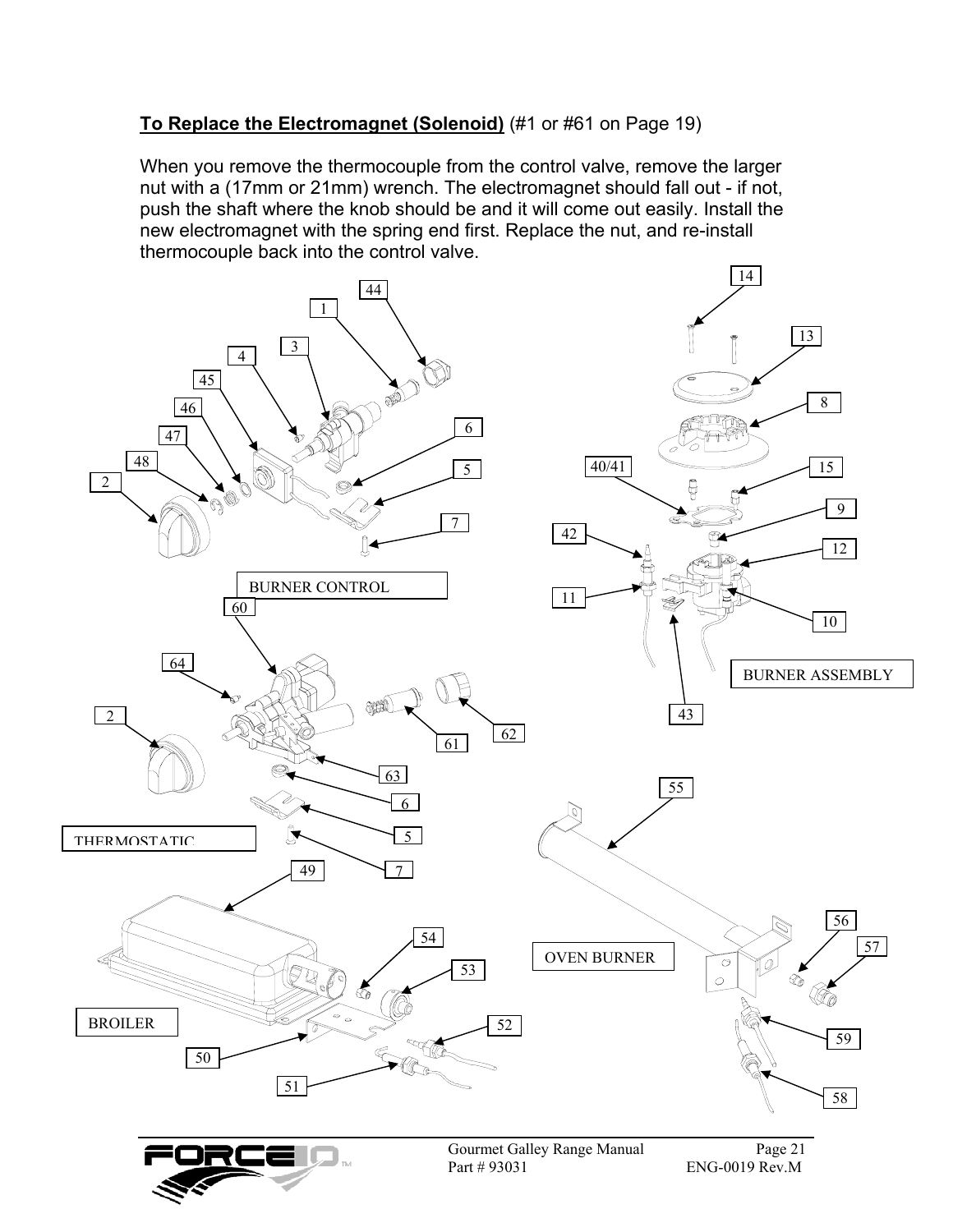**To Replace the Electromagnet (Solenoid)** (#1 or #61 on Page 19)

When you remove the thermocouple from the control valve, remove the larger nut with a (17mm or 21mm) wrench. The electromagnet should fall out - if not, push the shaft where the knob should be and it will come out easily. Install the new electromagnet with the spring end first. Replace the nut, and re-install thermocouple back into the control valve.

BURNER CONTROL

BURNER ASSEMBLY

THERMOSTATIC

OVEN BURNER

BROILER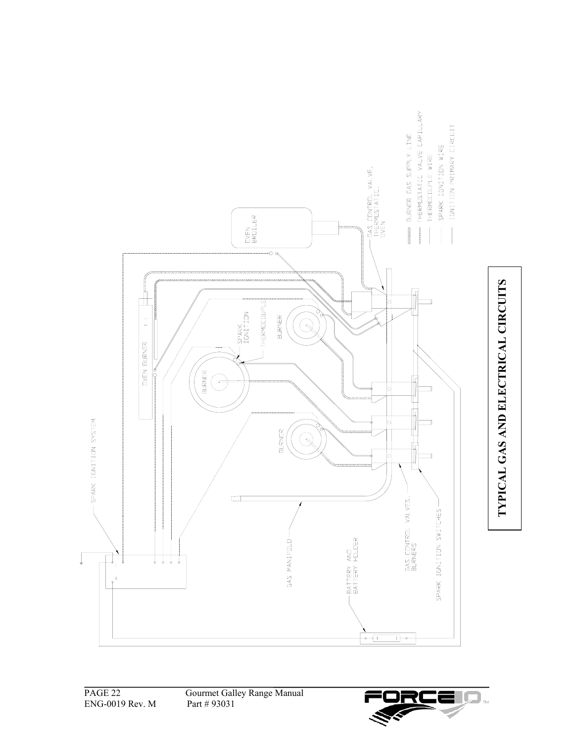SPARK IGNITION SYSTEM

OVEN BURNER

OVEN BROILER

SPARK IGNITION

THERMOCOUPLE

BURNER

BURNER

BURNER

GAS CONTROL VALVE, THERMOSTATIC, OVEN

GAS MANIFOLD

BATTERY AND BATTERY HOLDER

GAS CONTROL VALVES, BURNERS

SPARK IGNITION SWITCHES

BURNER GAS SUPPLY LINE

THERMOSTATIC VALVE CAPILLARY

THERMOCOUPLE WIRE

SPARK IGNITION WIRE

IGNITION PRIMARY CIRCUIT

**TYPICAL GAS AND ELECTRICAL CIRCUITS**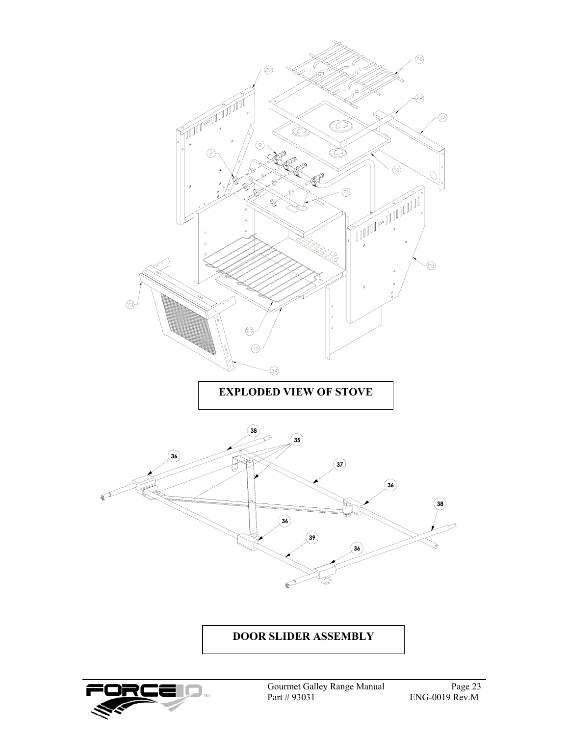**EXPLODED VIEW OF STOVE**

**DOOR SLIDER ASSEMBLY**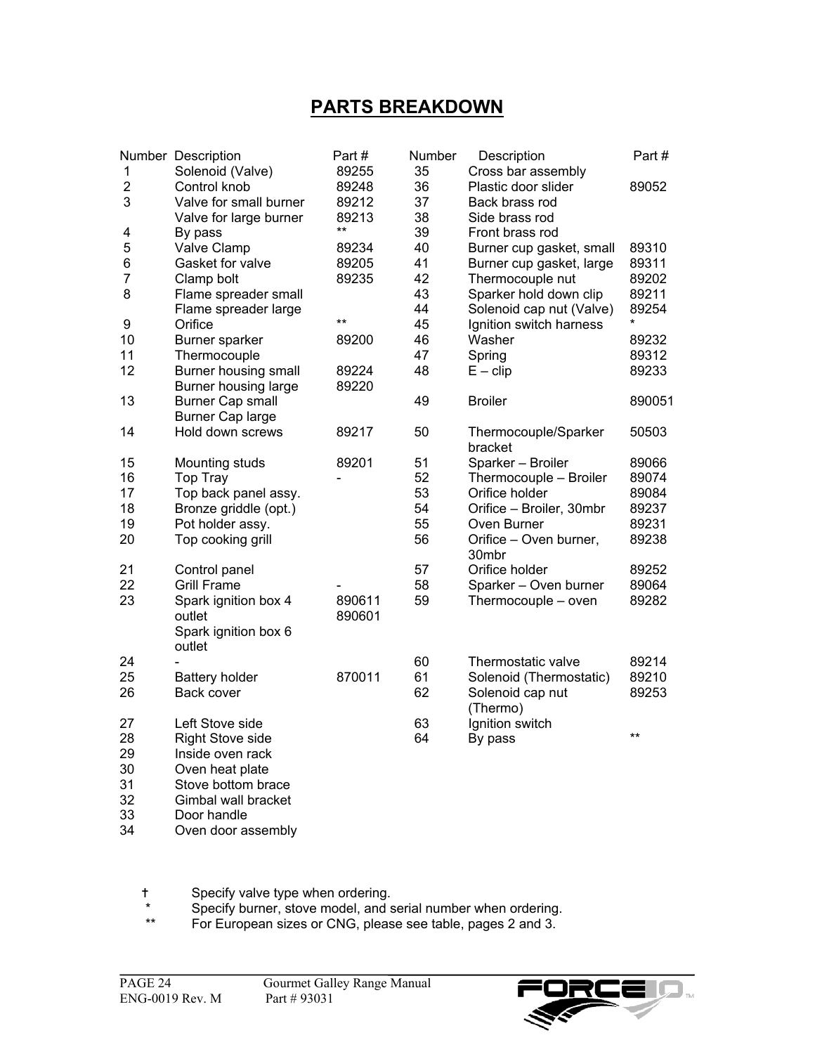# PARTS BREAKDOWN

| Number | Description | Part # | Number | Description | Part # |
|---|---|---|---|---|---|
| 1 | Solenoid (Valve) | 89255 | 35 | Cross bar assembly | |
| 2 | Control knob | 89248 | 36 | Plastic door slider | 89052 |
| 3 | Valve for small burner | 89212 | 37 | Back brass rod | |
| | Valve for large burner | 89213 | 38 | Side brass rod | |
| 4 | By pass | ** | 39 | Front brass rod | |
| 5 | Valve Clamp | 89234 | 40 | Burner cup gasket, small | 89310 |
| 6 | Gasket for valve | 89205 | 41 | Burner cup gasket, large | 89311 |
| 7 | Clamp bolt | 89235 | 42 | Thermocouple nut | 89202 |
| 8 | Flame spreader small | | 43 | Sparker hold down clip | 89211 |
| | Flame spreader large | | 44 | Solenoid cap nut (Valve) | 89254 |
| 9 | Orifice | ** | 45 | Ignition switch harness | * |
| 10 | Burner sparker | 89200 | 46 | Washer | 89232 |
| 11 | Thermocouple | | 47 | Spring | 89312 |
| 12 | Burner housing small | 89224 | 48 | E – clip | 89233 |
| | Burner housing large | 89220 | | | |
| 13 | Burner Cap small | | 49 | Broiler | 890051 |
| | Burner Cap large | | | | |
| 14 | Hold down screws | 89217 | 50 | Thermocouple/Sparker bracket | 50503 |
| 15 | Mounting studs | 89201 | 51 | Sparker – Broiler | 89066 |
| 16 | Top Tray | - | 52 | Thermocouple – Broiler | 89074 |
| 17 | Top back panel assy. | | 53 | Orifice holder | 89084 |
| 18 | Bronze griddle (opt.) | | 54 | Orifice – Broiler, 30mbr | 89237 |
| 19 | Pot holder assy. | | 55 | Oven Burner | 89231 |
| 20 | Top cooking grill | | 56 | Orifice – Oven burner, 30mbr | 89238 |
| 21 | Control panel | | 57 | Orifice holder | 89252 |
| 22 | Grill Frame | - | 58 | Sparker – Oven burner | 89064 |
| 23 | Spark ignition box 4 outlet | 890611 | 59 | Thermocouple – oven | 89282 |
| | Spark ignition box 6 outlet | 890601 | | | |
| 24 | - | | 60 | Thermostatic valve | 89214 |
| 25 | Battery holder | 870011 | 61 | Solenoid (Thermostatic) | 89210 |
| 26 | Back cover | | 62 | Solenoid cap nut (Thermo) | 89253 |
| 27 | Left Stove side | | 63 | Ignition switch | |
| 28 | Right Stove side | | 64 | By pass | ** |
| 29 | Inside oven rack | | | | |
| 30 | Oven heat plate | | | | |
| 31 | Stove bottom brace | | | | |
| 32 | Gimbal wall bracket | | | | |
| 33 | Door handle | | | | |
| 34 | Oven door assembly | | | | |

† Specify valve type when ordering.
\* Specify burner, stove model, and serial number when ordering.
** For European sizes or CNG, please see table, pages 2 and 3.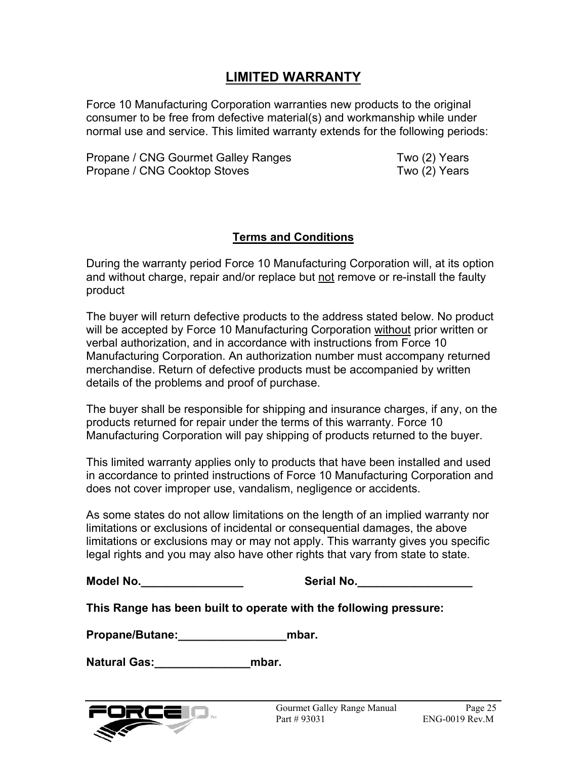# LIMITED WARRANTY

Force 10 Manufacturing Corporation warranties new products to the original consumer to be free from defective material(s) and workmanship while under normal use and service. This limited warranty extends for the following periods:

| | |
|---|---|
| Propane / CNG Gourmet Galley Ranges | Two (2) Years |
| Propane / CNG Cooktop Stoves | Two (2) Years |

## Terms and Conditions

During the warranty period Force 10 Manufacturing Corporation will, at its option and without charge, repair and/or replace but not remove or re-install the faulty product

The buyer will return defective products to the address stated below. No product will be accepted by Force 10 Manufacturing Corporation without prior written or verbal authorization, and in accordance with instructions from Force 10 Manufacturing Corporation. An authorization number must accompany returned merchandise. Return of defective products must be accompanied by written details of the problems and proof of purchase.

The buyer shall be responsible for shipping and insurance charges, if any, on the products returned for repair under the terms of this warranty. Force 10 Manufacturing Corporation will pay shipping of products returned to the buyer.

This limited warranty applies only to products that have been installed and used in accordance to printed instructions of Force 10 Manufacturing Corporation and does not cover improper use, vandalism, negligence or accidents.

As some states do not allow limitations on the length of an implied warranty nor limitations or exclusions of incidental or consequential damages, the above limitations or exclusions may or may not apply. This warranty gives you specific legal rights and you may also have other rights that vary from state to state.

**Model No.________________** **Serial No.__________________**

**This Range has been built to operate with the following pressure:**

**Propane/Butane:_________________mbar.**

**Natural Gas:_______________mbar.**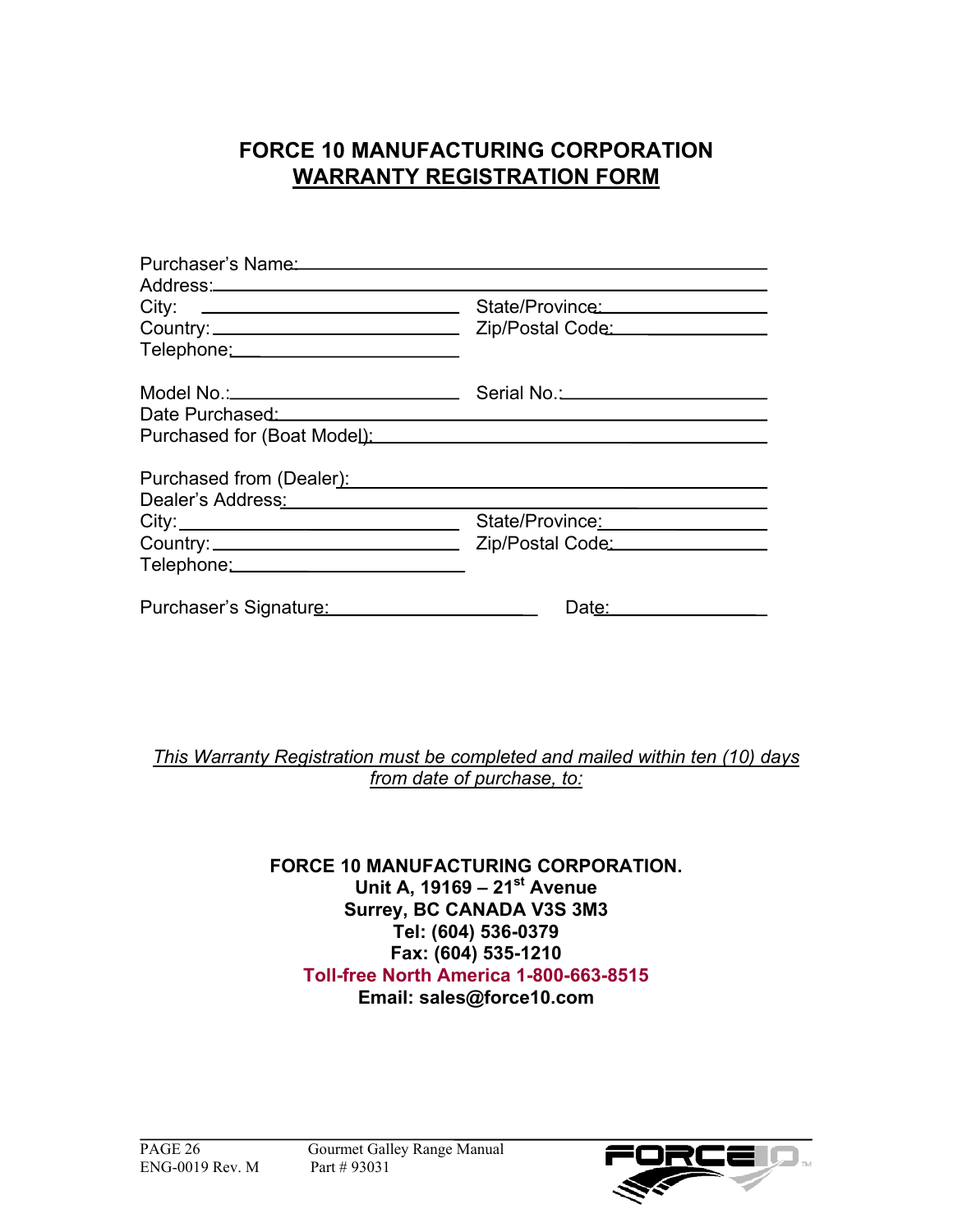# FORCE 10 MANUFACTURING CORPORATION

## WARRANTY REGISTRATION FORM

Purchaser's Name:\_\_\_\_\_\_\_\_\_\_\_\_\_\_\_\_\_\_\_\_\_\_\_\_\_\_\_\_\_\_\_\_\_\_\_\_\_\_\_\_

Address:\_\_\_\_\_\_\_\_\_\_\_\_\_\_\_\_\_\_\_\_\_\_\_\_\_\_\_\_\_\_\_\_\_\_\_\_\_\_\_\_\_\_\_\_\_\_

City: \_\_\_\_\_\_\_\_\_\_\_\_\_\_\_\_\_\_\_\_\_\_\_\_ State/Province:\_\_\_\_\_\_\_\_\_\_\_\_\_\_\_\_

Country:\_\_\_\_\_\_\_\_\_\_\_\_\_\_\_\_\_\_\_\_\_\_\_ Zip/Postal Code:\_\_\_\_\_\_\_\_\_\_\_\_\_\_\_

Telephone:\_\_\_\_\_\_\_\_\_\_\_\_\_\_\_\_\_\_\_\_\_

Model No.:\_\_\_\_\_\_\_\_\_\_\_\_\_\_\_\_\_\_\_\_\_\_ Serial No.:\_\_\_\_\_\_\_\_\_\_\_\_\_\_\_\_\_\_\_\_

Date Purchased:\_\_\_\_\_\_\_\_\_\_\_\_\_\_\_\_\_\_\_\_\_\_\_\_\_\_\_\_\_\_\_\_\_\_\_\_\_\_\_\_\_\_\_

Purchased for (Boat Model):\_\_\_\_\_\_\_\_\_\_\_\_\_\_\_\_\_\_\_\_\_\_\_\_\_\_\_\_\_\_\_\_\_\_

Purchased from (Dealer):\_\_\_\_\_\_\_\_\_\_\_\_\_\_\_\_\_\_\_\_\_\_\_\_\_\_\_\_\_\_\_\_\_\_\_\_

Dealer's Address:\_\_\_\_\_\_\_\_\_\_\_\_\_\_\_\_\_\_\_\_\_\_\_\_\_\_\_\_\_\_\_\_\_\_\_\_\_\_\_\_\_

City:\_\_\_\_\_\_\_\_\_\_\_\_\_\_\_\_\_\_\_\_\_\_\_\_\_\_ State/Province:\_\_\_\_\_\_\_\_\_\_\_\_\_\_\_\_

Country:\_\_\_\_\_\_\_\_\_\_\_\_\_\_\_\_\_\_\_\_\_\_\_ Zip/Postal Code:\_\_\_\_\_\_\_\_\_\_\_\_\_\_\_

Telephone:\_\_\_\_\_\_\_\_\_\_\_\_\_\_\_\_\_\_\_\_\_\_\_

Purchaser's Signature:\_\_\_\_\_\_\_\_\_\_\_\_\_\_\_\_\_\_\_\_ Date:\_\_\_\_\_\_\_\_\_\_\_\_\_\_\_

*This Warranty Registration must be completed and mailed within ten (10) days from date of purchase, to:*

**FORCE 10 MANUFACTURING CORPORATION.**
**Unit A, 19169 – 21st Avenue**
**Surrey, BC CANADA V3S 3M3**
**Tel: (604) 536-0379**
**Fax: (604) 535-1210**
**Toll-free North America 1-800-663-8515**
**Email: sales@force10.com**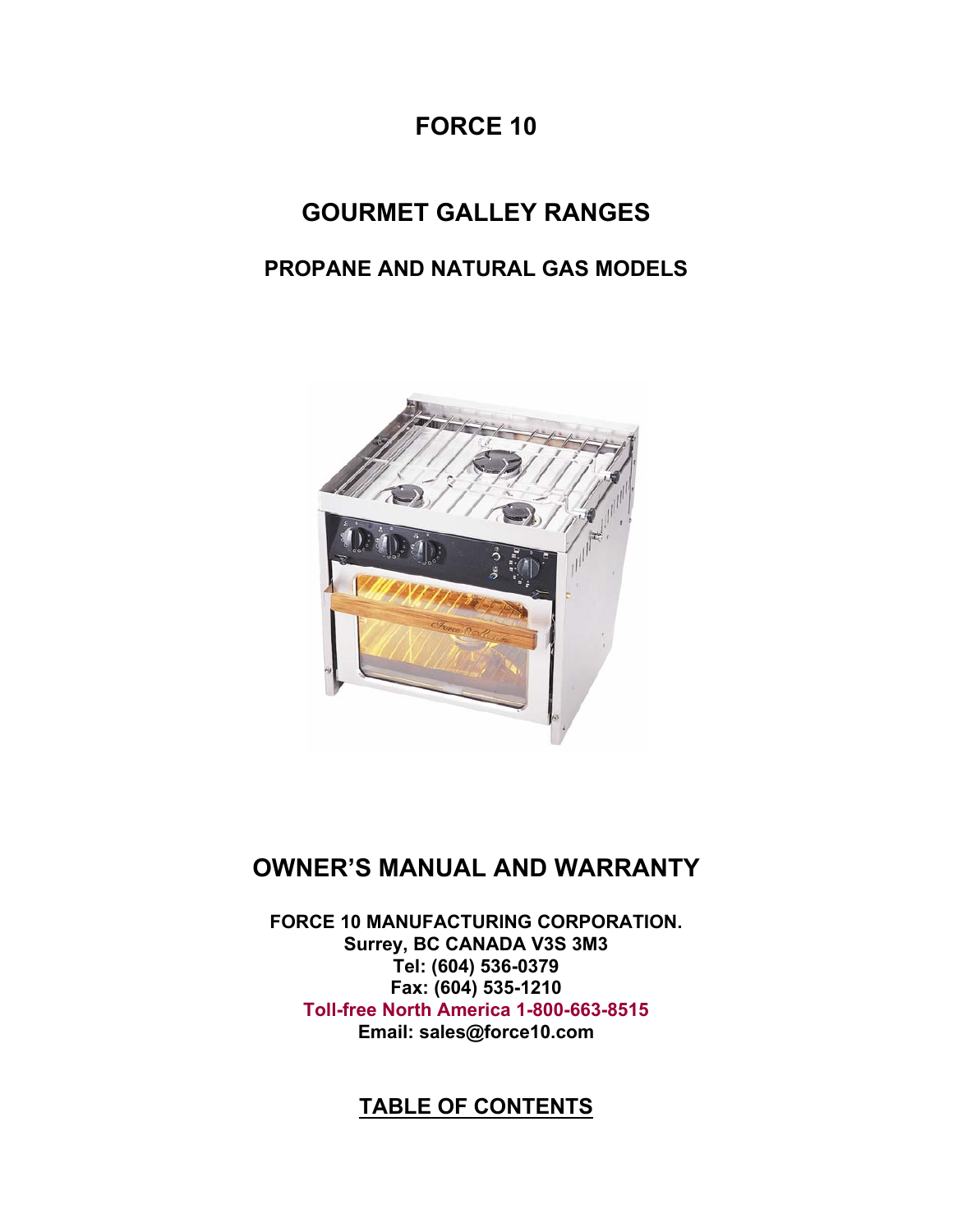# FORCE 10

## GOURMET GALLEY RANGES

### PROPANE AND NATURAL GAS MODELS

## OWNER'S MANUAL AND WARRANTY

**FORCE 10 MANUFACTURING CORPORATION.**
**Surrey, BC CANADA V3S 3M3**
**Tel: (604) 536-0379**
**Fax: (604) 535-1210**
**Toll-free North America 1-800-663-8515**
**Email: sales@force10.com**

## TABLE OF CONTENTS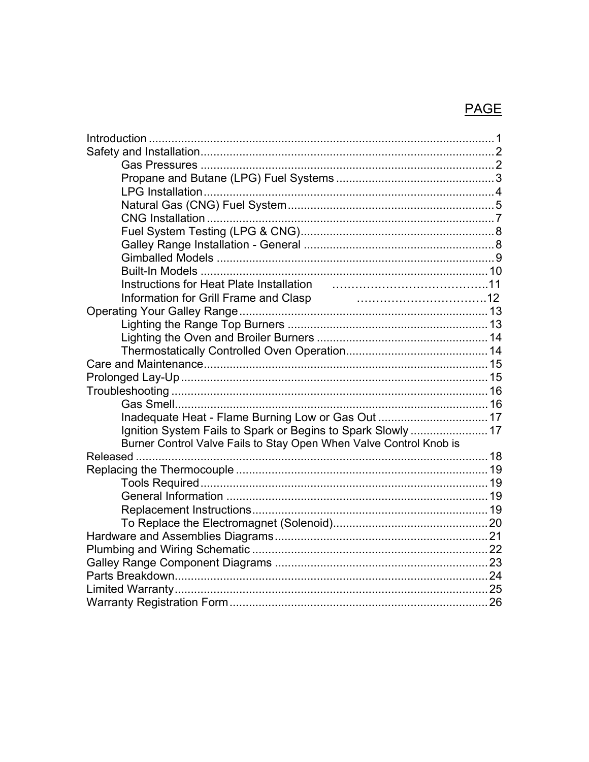<u>PAGE</u>

| | |
|---|---|
| Introduction | 1 |
| Safety and Installation | 2 |
| &nbsp;&nbsp;&nbsp;&nbsp;Gas Pressures | 2 |
| &nbsp;&nbsp;&nbsp;&nbsp;Propane and Butane (LPG) Fuel Systems | 3 |
| &nbsp;&nbsp;&nbsp;&nbsp;LPG Installation | 4 |
| &nbsp;&nbsp;&nbsp;&nbsp;Natural Gas (CNG) Fuel System | 5 |
| &nbsp;&nbsp;&nbsp;&nbsp;CNG Installation | 7 |
| &nbsp;&nbsp;&nbsp;&nbsp;Fuel System Testing (LPG & CNG) | 8 |
| &nbsp;&nbsp;&nbsp;&nbsp;Galley Range Installation - General | 8 |
| &nbsp;&nbsp;&nbsp;&nbsp;Gimballed Models | 9 |
| &nbsp;&nbsp;&nbsp;&nbsp;Built-In Models | 10 |
| &nbsp;&nbsp;&nbsp;&nbsp;Instructions for Heat Plate Installation | 11 |
| &nbsp;&nbsp;&nbsp;&nbsp;Information for Grill Frame and Clasp | 12 |
| Operating Your Galley Range | 13 |
| &nbsp;&nbsp;&nbsp;&nbsp;Lighting the Range Top Burners | 13 |
| &nbsp;&nbsp;&nbsp;&nbsp;Lighting the Oven and Broiler Burners | 14 |
| &nbsp;&nbsp;&nbsp;&nbsp;Thermostatically Controlled Oven Operation | 14 |
| Care and Maintenance | 15 |
| Prolonged Lay-Up | 15 |
| Troubleshooting | 16 |
| &nbsp;&nbsp;&nbsp;&nbsp;Gas Smell | 16 |
| &nbsp;&nbsp;&nbsp;&nbsp;Inadequate Heat - Flame Burning Low or Gas Out | 17 |
| &nbsp;&nbsp;&nbsp;&nbsp;Ignition System Fails to Spark or Begins to Spark Slowly | 17 |
| &nbsp;&nbsp;&nbsp;&nbsp;Burner Control Valve Fails to Stay Open When Valve Control Knob is Released | 18 |
| Replacing the Thermocouple | 19 |
| &nbsp;&nbsp;&nbsp;&nbsp;Tools Required | 19 |
| &nbsp;&nbsp;&nbsp;&nbsp;General Information | 19 |
| &nbsp;&nbsp;&nbsp;&nbsp;Replacement Instructions | 19 |
| &nbsp;&nbsp;&nbsp;&nbsp;To Replace the Electromagnet (Solenoid) | 20 |
| Hardware and Assemblies Diagrams | 21 |
| Plumbing and Wiring Schematic | 22 |
| Galley Range Component Diagrams | 23 |
| Parts Breakdown | 24 |
| Limited Warranty | 25 |
| Warranty Registration Form | 26 |